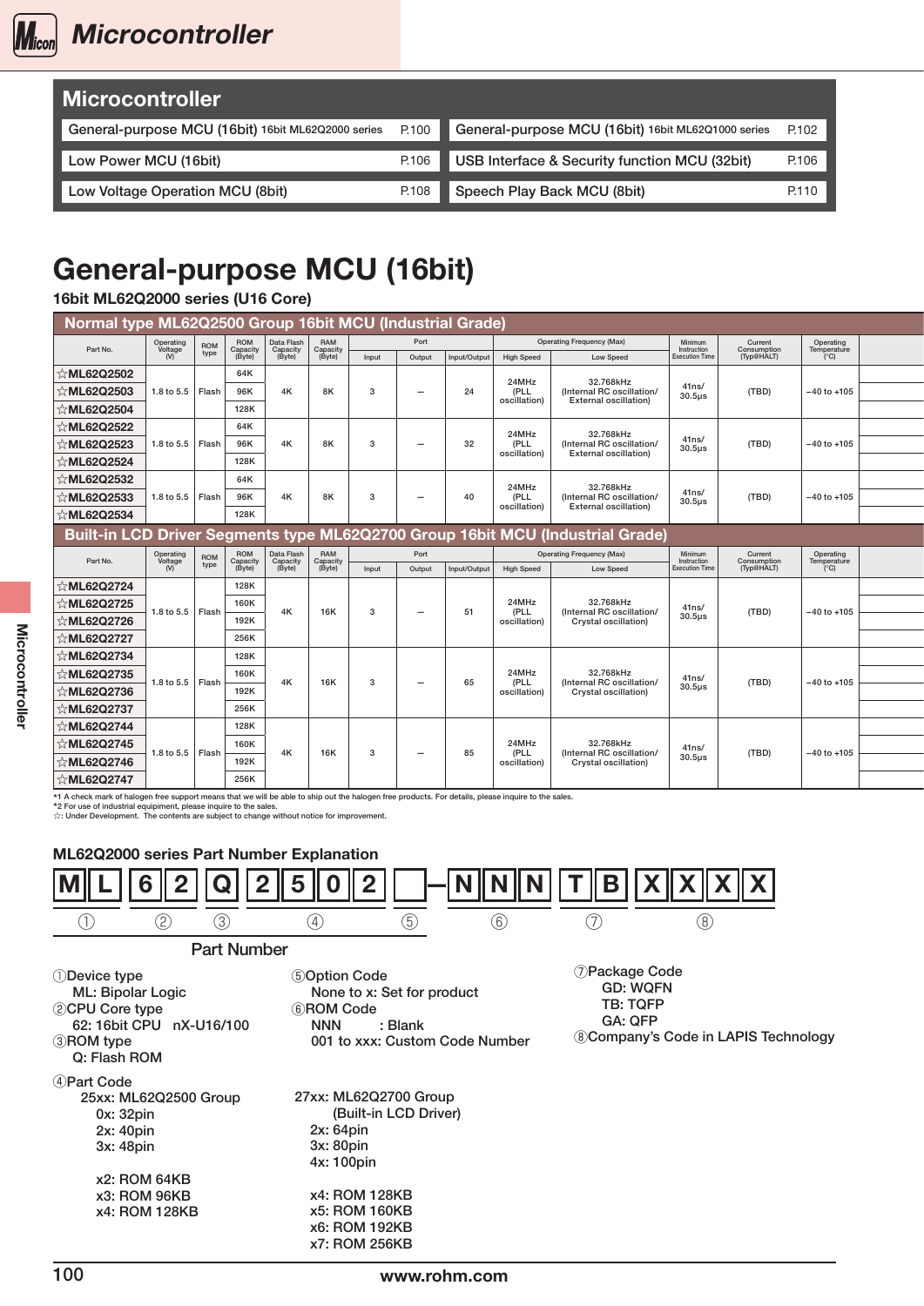# Microcontroller

## Microcontroller

| | | | |
|---|---|---|---|
| General-purpose MCU (16bit) 16bit ML62Q2000 series | P.100 | General-purpose MCU (16bit) 16bit ML62Q1000 series | P.102 |
| Low Power MCU (16bit) | P.106 | USB Interface & Security function MCU (32bit) | P.106 |
| Low Voltage Operation MCU (8bit) | P.108 | Speech Play Back MCU (8bit) | P.110 |

# General-purpose MCU (16bit)

### 16bit ML62Q2000 series (U16 Core)

**Normal type ML62Q2500 Group 16bit MCU (Industrial Grade)**

| Part No. | Operating Voltage (V) | ROM type | ROM Capacity (Byte) | Data Flash Capacity (Byte) | RAM Capacity (Byte) | Port | | | Operating Frequency (Max) | | Minimum Instruction Execution Time | Current Consumption (Typ@HALT) | Operating Temperature (°C) |
|---|---|---|---|---|---|---|---|---|---|---|---|---|---|
| | | | | | | Input | Output | Input/Output | High Speed | Low Speed | | | |
| ☆ML62Q2502 | 1.8 to 5.5 | Flash | 64K | 4K | 8K | 3 | – | 24 | 24MHz (PLL oscillation) | 32.768kHz (Internal RC oscillation/ External oscillation) | 41ns/ 30.5µs | (TBD) | –40 to +105 |
| ☆ML62Q2503 | | | 96K | | | | | | | | | | |
| ☆ML62Q2504 | | | 128K | | | | | | | | | | |
| ☆ML62Q2522 | 1.8 to 5.5 | Flash | 64K | 4K | 8K | 3 | – | 32 | 24MHz (PLL oscillation) | 32.768kHz (Internal RC oscillation/ External oscillation) | 41ns/ 30.5µs | (TBD) | –40 to +105 |
| ☆ML62Q2523 | | | 96K | | | | | | | | | | |
| ☆ML62Q2524 | | | 128K | | | | | | | | | | |
| ☆ML62Q2532 | 1.8 to 5.5 | Flash | 64K | 4K | 8K | 3 | – | 40 | 24MHz (PLL oscillation) | 32.768kHz (Internal RC oscillation/ External oscillation) | 41ns/ 30.5µs | (TBD) | –40 to +105 |
| ☆ML62Q2533 | | | 96K | | | | | | | | | | |
| ☆ML62Q2534 | | | 128K | | | | | | | | | | |

**Built-in LCD Driver Segments type ML62Q2700 Group 16bit MCU (Industrial Grade)**

| Part No. | Operating Voltage (V) | ROM type | ROM Capacity (Byte) | Data Flash Capacity (Byte) | RAM Capacity (Byte) | Port | | | Operating Frequency (Max) | | Minimum Instruction Execution Time | Current Consumption (Typ@HALT) | Operating Temperature (°C) |
|---|---|---|---|---|---|---|---|---|---|---|---|---|---|
| | | | | | | Input | Output | Input/Output | High Speed | Low Speed | | | |
| ☆ML62Q2724 | 1.8 to 5.5 | Flash | 128K | 4K | 16K | 3 | – | 51 | 24MHz (PLL oscillation) | 32.768kHz (Internal RC oscillation/ Crystal oscillation) | 41ns/ 30.5µs | (TBD) | –40 to +105 |
| ☆ML62Q2725 | | | 160K | | | | | | | | | | |
| ☆ML62Q2726 | | | 192K | | | | | | | | | | |
| ☆ML62Q2727 | | | 256K | | | | | | | | | | |
| ☆ML62Q2734 | 1.8 to 5.5 | Flash | 128K | 4K | 16K | 3 | – | 65 | 24MHz (PLL oscillation) | 32.768kHz (Internal RC oscillation/ Crystal oscillation) | 41ns/ 30.5µs | (TBD) | –40 to +105 |
| ☆ML62Q2735 | | | 160K | | | | | | | | | | |
| ☆ML62Q2736 | | | 192K | | | | | | | | | | |
| ☆ML62Q2737 | | | 256K | | | | | | | | | | |
| ☆ML62Q2744 | 1.8 to 5.5 | Flash | 128K | 4K | 16K | 3 | – | 85 | 24MHz (PLL oscillation) | 32.768kHz (Internal RC oscillation/ Crystal oscillation) | 41ns/ 30.5µs | (TBD) | –40 to +105 |
| ☆ML62Q2745 | | | 160K | | | | | | | | | | |
| ☆ML62Q2746 | | | 192K | | | | | | | | | | |
| ☆ML62Q2747 | | | 256K | | | | | | | | | | |

*1 A check mark of halogen free support means that we will be able to ship out the halogen free products. For details, please inquire to the sales.
*2 For use of industrial equipment, please inquire to the sales.
☆: Under Development. The contents are subject to change without notice for improvement.

### ML62Q2000 series Part Number Explanation

M L | 6 2 | Q | 2 5 0 2 | □ | – N N N | T B | X X X X

① ② ③ ④ ⑤ ⑥ ⑦ ⑧

Part Number

①Device type
ML: Bipolar Logic

②CPU Core type
62: 16bit CPU nX-U16/100

③ROM type
Q: Flash ROM

④Part Code
25xx: ML62Q2500 Group
0x: 32pin
2x: 40pin
3x: 48pin

x2: ROM 64KB
x3: ROM 96KB
x4: ROM 128KB

27xx: ML62Q2700 Group
(Built-in LCD Driver)
2x: 64pin
3x: 80pin
4x: 100pin

x4: ROM 128KB
x5: ROM 160KB
x6: ROM 192KB
x7: ROM 256KB

⑤Option Code
None to x: Set for product

⑥ROM Code
NNN : Blank
001 to xxx: Custom Code Number

⑦Package Code
GD: WQFN
TB: TQFP
GA: QFP

⑧Company's Code in LAPIS Technology

www.rohm.com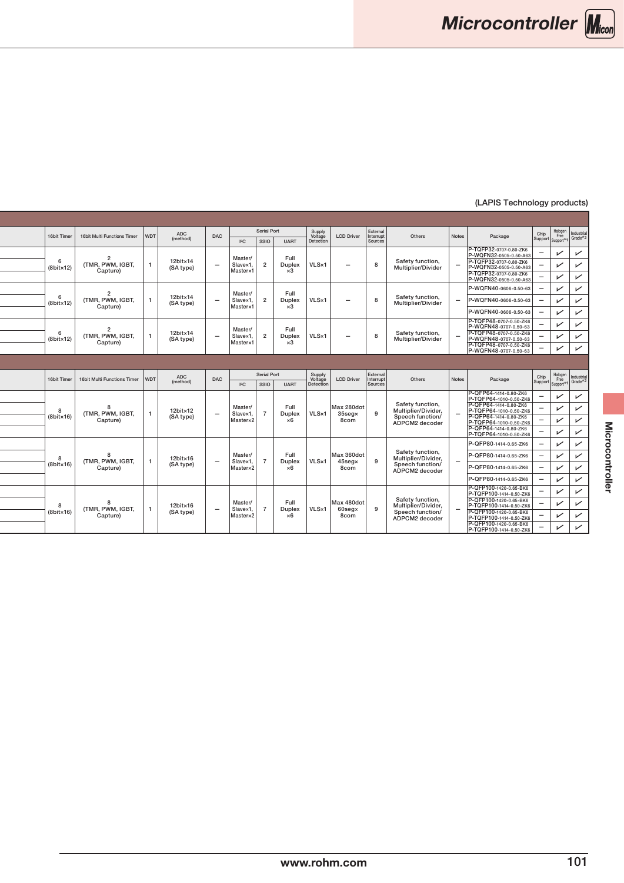(LAPIS Technology products)

| 16bit Timer | 16bit Multi Functions Timer | WDT | ADC (method) | DAC | Serial Port | | | Supply Voltage Detection | LCD Driver | External Interrupt Sources | Others | Notes | Package | Chip Support | Halogen Free Support*1 | Industrial Grade*2 |
|---|---|---|---|---|---|---|---|---|---|---|---|---|---|---|---|---|
| | | | | | I²C | SSIO | UART | | | | | | | | | |
| 6 (8bit×12) | 2 (TMR, PWM, IGBT, Capture) | 1 | 12bit×14 (SA type) | – | Master/ Slave×1, Master×1 | 2 | Full Duplex ×3 | VLS×1 | – | 8 | Safety function, Multiplier/Divider | – | P-TQFP32-0707-0.80-ZK6 P-WQFN32-0505-0.50-A63 | – | ✓ | ✓ |
| | | | | | | | | | | | | | P-TQFP32-0707-0.80-ZK6 P-WQFN32-0505-0.50-A63 | – | ✓ | ✓ |
| | | | | | | | | | | | | | P-TQFP32-0707-0.80-ZK6 P-WQFN32-0505-0.50-A63 | – | ✓ | ✓ |
| 6 (8bit×12) | 2 (TMR, PWM, IGBT, Capture) | 1 | 12bit×14 (SA type) | – | Master/ Slave×1, Master×1 | 2 | Full Duplex ×3 | VLS×1 | – | 8 | Safety function, Multiplier/Divider | – | P-WQFN40-0606-0.50-63 | – | ✓ | ✓ |
| | | | | | | | | | | | | | P-WQFN40-0606-0.50-63 | – | ✓ | ✓ |
| | | | | | | | | | | | | | P-WQFN40-0606-0.50-63 | – | ✓ | ✓ |
| 6 (8bit×12) | 2 (TMR, PWM, IGBT, Capture) | 1 | 12bit×14 (SA type) | – | Master/ Slave×1, Master×1 | 2 | Full Duplex ×3 | VLS×1 | – | 8 | Safety function, Multiplier/Divider | – | P-TQFP48-0707-0.50-ZK6 P-WQFN48-0707-0.50-63 | – | ✓ | ✓ |
| | | | | | | | | | | | | | P-TQFP48-0707-0.50-ZK6 P-WQFN48-0707-0.50-63 | – | ✓ | ✓ |
| | | | | | | | | | | | | | P-TQFP48-0707-0.50-ZK6 P-WQFN48-0707-0.50-63 | – | ✓ | ✓ |

| 16bit Timer | 16bit Multi Functions Timer | WDT | ADC (method) | DAC | Serial Port | | | Supply Voltage Detection | LCD Driver | External Interrupt Sources | Others | Notes | Package | Chip Support | Halogen Free Support*1 | Industrial Grade*2 |
|---|---|---|---|---|---|---|---|---|---|---|---|---|---|---|---|---|
| | | | | | I²C | SSIO | UART | | | | | | | | | |
| 8 (8bit×16) | 8 (TMR, PWM, IGBT, Capture) | 1 | 12bit×12 (SA type) | – | Master/ Slave×1, Master×2 | 7 | Full Duplex ×6 | VLS×1 | Max 280dot 35seg× 8com | 9 | Safety function, Multiplier/Divider, Speech function/ ADPCM2 decoder | – | P-QFP64-1414-0.80-ZK6 P-TQFP64-1010-0.50-ZK6 | – | ✓ | ✓ |
| | | | | | | | | | | | | | P-QFP64-1414-0.80-ZK6 P-TQFP64-1010-0.50-ZK6 | – | ✓ | ✓ |
| | | | | | | | | | | | | | P-QFP64-1414-0.80-ZK6 P-TQFP64-1010-0.50-ZK6 | – | ✓ | ✓ |
| | | | | | | | | | | | | | P-QFP64-1414-0.80-ZK6 P-TQFP64-1010-0.50-ZK6 | – | ✓ | ✓ |
| 8 (8bit×16) | 8 (TMR, PWM, IGBT, Capture) | 1 | 12bit×16 (SA type) | – | Master/ Slave×1, Master×2 | 7 | Full Duplex ×6 | VLS×1 | Max 360dot 45seg× 8com | 9 | Safety function, Multiplier/Divider, Speech function/ ADPCM2 decoder | – | P-QFP80-1414-0.65-ZK6 | – | ✓ | ✓ |
| | | | | | | | | | | | | | P-QFP80-1414-0.65-ZK6 | – | ✓ | ✓ |
| | | | | | | | | | | | | | P-QFP80-1414-0.65-ZK6 | – | ✓ | ✓ |
| | | | | | | | | | | | | | P-QFP80-1414-0.65-ZK6 | – | ✓ | ✓ |
| 8 (8bit×16) | 8 (TMR, PWM, IGBT, Capture) | 1 | 12bit×16 (SA type) | – | Master/ Slave×1, Master×2 | 7 | Full Duplex ×6 | VLS×1 | Max 480dot 60seg× 8com | 9 | Safety function, Multiplier/Divider, Speech function/ ADPCM2 decoder | – | P-QFP100-1420-0.65-BK6 P-TQFP100-1414-0.50-ZK6 | – | ✓ | ✓ |
| | | | | | | | | | | | | | P-QFP100-1420-0.65-BK6 P-TQFP100-1414-0.50-ZK6 | – | ✓ | ✓ |
| | | | | | | | | | | | | | P-QFP100-1420-0.65-BK6 P-TQFP100-1414-0.50-ZK6 | – | ✓ | ✓ |
| | | | | | | | | | | | | | P-QFP100-1420-0.65-BK6 P-TQFP100-1414-0.50-ZK6 | – | ✓ | ✓ |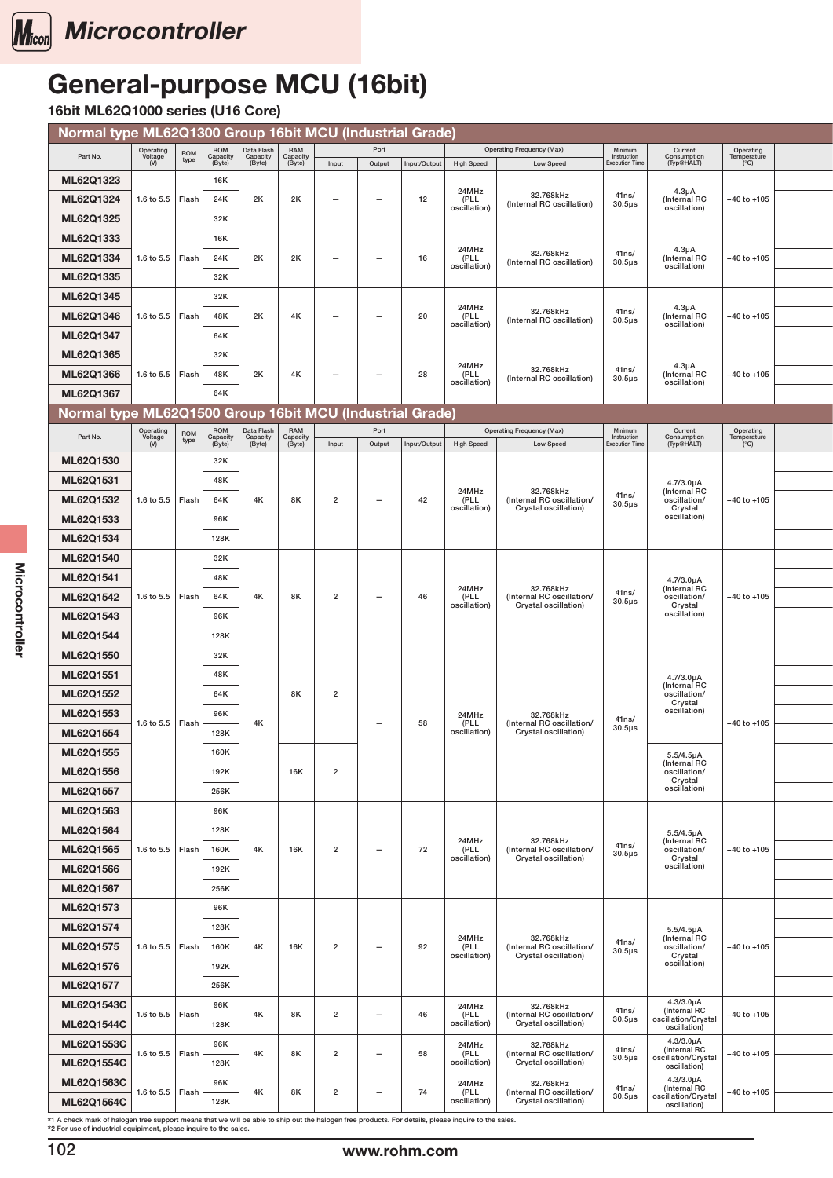# General-purpose MCU (16bit)

## 16bit ML62Q1000 series (U16 Core)

### Normal type ML62Q1300 Group 16bit MCU (Industrial Grade)

| Part No. | Operating Voltage (V) | ROM type | ROM Capacity (Byte) | Data Flash Capacity (Byte) | RAM Capacity (Byte) | Port | | | Operating Frequency (Max) | | Minimum Instruction Execution Time | Current Consumption (Typ@HALT) | Operating Temperature (°C) |
|---|---|---|---|---|---|---|---|---|---|---|---|---|---|
| | | | | | | Input | Output | Input/Output | High Speed | Low Speed | | | |
| ML62Q1323 | 1.6 to 5.5 | Flash | 16K | 2K | 2K | – | – | 12 | 24MHz (PLL oscillation) | 32.768kHz (Internal RC oscillation) | 41ns/ 30.5μs | 4.3μA (Internal RC oscillation) | −40 to +105 |
| ML62Q1324 | | | 24K | | | | | | | | | | |
| ML62Q1325 | | | 32K | | | | | | | | | | |
| ML62Q1333 | 1.6 to 5.5 | Flash | 16K | 2K | 2K | – | – | 16 | 24MHz (PLL oscillation) | 32.768kHz (Internal RC oscillation) | 41ns/ 30.5μs | 4.3μA (Internal RC oscillation) | −40 to +105 |
| ML62Q1334 | | | 24K | | | | | | | | | | |
| ML62Q1335 | | | 32K | | | | | | | | | | |
| ML62Q1345 | 1.6 to 5.5 | Flash | 32K | 2K | 4K | – | – | 20 | 24MHz (PLL oscillation) | 32.768kHz (Internal RC oscillation) | 41ns/ 30.5μs | 4.3μA (Internal RC oscillation) | −40 to +105 |
| ML62Q1346 | | | 48K | | | | | | | | | | |
| ML62Q1347 | | | 64K | | | | | | | | | | |
| ML62Q1365 | 1.6 to 5.5 | Flash | 32K | 2K | 4K | – | – | 28 | 24MHz (PLL oscillation) | 32.768kHz (Internal RC oscillation) | 41ns/ 30.5μs | 4.3μA (Internal RC oscillation) | −40 to +105 |
| ML62Q1366 | | | 48K | | | | | | | | | | |
| ML62Q1367 | | | 64K | | | | | | | | | | |

### Normal type ML62Q1500 Group 16bit MCU (Industrial Grade)

| Part No. | Operating Voltage (V) | ROM type | ROM Capacity (Byte) | Data Flash Capacity (Byte) | RAM Capacity (Byte) | Port | | | Operating Frequency (Max) | | Minimum Instruction Execution Time | Current Consumption (Typ@HALT) | Operating Temperature (°C) |
|---|---|---|---|---|---|---|---|---|---|---|---|---|---|
| | | | | | | Input | Output | Input/Output | High Speed | Low Speed | | | |
| ML62Q1530 | 1.6 to 5.5 | Flash | 32K | 4K | 8K | 2 | – | 42 | 24MHz (PLL oscillation) | 32.768kHz (Internal RC oscillation/ Crystal oscillation) | 41ns/ 30.5μs | 4.7/3.0μA (Internal RC oscillation/ Crystal oscillation) | −40 to +105 |
| ML62Q1531 | | | 48K | | | | | | | | | | |
| ML62Q1532 | | | 64K | | | | | | | | | | |
| ML62Q1533 | | | 96K | | | | | | | | | | |
| ML62Q1534 | | | 128K | | | | | | | | | | |
| ML62Q1540 | 1.6 to 5.5 | Flash | 32K | 4K | 8K | 2 | – | 46 | 24MHz (PLL oscillation) | 32.768kHz (Internal RC oscillation/ Crystal oscillation) | 41ns/ 30.5μs | 4.7/3.0μA (Internal RC oscillation/ Crystal oscillation) | −40 to +105 |
| ML62Q1541 | | | 48K | | | | | | | | | | |
| ML62Q1542 | | | 64K | | | | | | | | | | |
| ML62Q1543 | | | 96K | | | | | | | | | | |
| ML62Q1544 | | | 128K | | | | | | | | | | |
| ML62Q1550 | 1.6 to 5.5 | Flash | 32K | 4K | 8K | 2 | – | 58 | 24MHz (PLL oscillation) | 32.768kHz (Internal RC oscillation/ Crystal oscillation) | 41ns/ 30.5μs | 4.7/3.0μA (Internal RC oscillation/ Crystal oscillation) | −40 to +105 |
| ML62Q1551 | | | 48K | | | | | | | | | | |
| ML62Q1552 | | | 64K | | | | | | | | | | |
| ML62Q1553 | | | 96K | | | | | | | | | | |
| ML62Q1554 | | | 128K | | | | | | | | | | |
| ML62Q1555 | | | 160K | | 16K | 2 | | | | | | 5.5/4.5μA (Internal RC oscillation/ Crystal oscillation) | |
| ML62Q1556 | | | 192K | | | | | | | | | | |
| ML62Q1557 | | | 256K | | | | | | | | | | |
| ML62Q1563 | 1.6 to 5.5 | Flash | 96K | 4K | 16K | 2 | – | 72 | 24MHz (PLL oscillation) | 32.768kHz (Internal RC oscillation/ Crystal oscillation) | 41ns/ 30.5μs | 5.5/4.5μA (Internal RC oscillation/ Crystal oscillation) | −40 to +105 |
| ML62Q1564 | | | 128K | | | | | | | | | | |
| ML62Q1565 | | | 160K | | | | | | | | | | |
| ML62Q1566 | | | 192K | | | | | | | | | | |
| ML62Q1567 | | | 256K | | | | | | | | | | |
| ML62Q1573 | 1.6 to 5.5 | Flash | 96K | 4K | 16K | 2 | – | 92 | 24MHz (PLL oscillation) | 32.768kHz (Internal RC oscillation/ Crystal oscillation) | 41ns/ 30.5μs | 5.5/4.5μA (Internal RC oscillation/ Crystal oscillation) | −40 to +105 |
| ML62Q1574 | | | 128K | | | | | | | | | | |
| ML62Q1575 | | | 160K | | | | | | | | | | |
| ML62Q1576 | | | 192K | | | | | | | | | | |
| ML62Q1577 | | | 256K | | | | | | | | | | |
| ML62Q1543C | 1.6 to 5.5 | Flash | 96K | 4K | 8K | 2 | – | 46 | 24MHz (PLL oscillation) | 32.768kHz (Internal RC oscillation/ Crystal oscillation) | 41ns/ 30.5μs | 4.3/3.0μA (Internal RC oscillation/Crystal oscillation) | −40 to +105 |
| ML62Q1544C | | | 128K | | | | | | | | | | |
| ML62Q1553C | 1.6 to 5.5 | Flash | 96K | 4K | 8K | 2 | – | 58 | 24MHz (PLL oscillation) | 32.768kHz (Internal RC oscillation/ Crystal oscillation) | 41ns/ 30.5μs | 4.3/3.0μA (Internal RC oscillation/Crystal oscillation) | −40 to +105 |
| ML62Q1554C | | | 128K | | | | | | | | | | |
| ML62Q1563C | 1.6 to 5.5 | Flash | 96K | 4K | 8K | 2 | – | 74 | 24MHz (PLL oscillation) | 32.768kHz (Internal RC oscillation/ Crystal oscillation) | 41ns/ 30.5μs | 4.3/3.0μA (Internal RC oscillation/Crystal oscillation) | −40 to +105 |
| ML62Q1564C | | | 128K | | | | | | | | | | |

*1 A check mark of halogen free support means that we will be able to ship out the halogen free products. For details, please inquire to the sales.
*2 For use of industrial equipment, please inquire to the sales.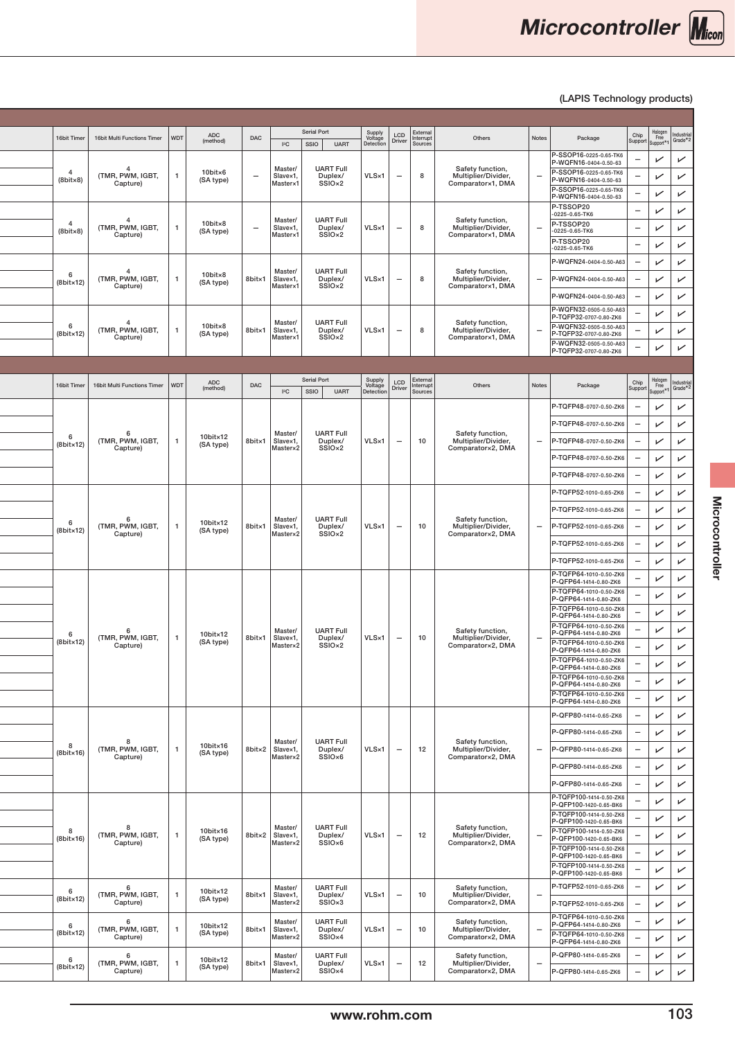# Microcontroller

(LAPIS Technology products)

| 16bit Timer | 16bit Multi Functions Timer | WDT | ADC (method) | DAC | Serial Port I²C | Serial Port SSIO | Serial Port UART | Supply Voltage Detection | LCD Driver | External Interrupt Sources | Others | Notes | Package | Chip Support | Halogen Free Support*1 | Industrial Grade*2 |
|---|---|---|---|---|---|---|---|---|---|---|---|---|---|---|---|---|
| 4 (8bit×8) | 4 (TMR, PWM, IGBT, Capture) | 1 | 10bit×6 (SA type) | – | Master/ Slave×1, Master×1 | UART Full Duplex/ SSIO×2 | | VLS×1 | – | 8 | Safety function, Multiplier/Divider, Comparator×1, DMA | – | P-SSOP16-0225-0.65-TK6 P-WQFN16-0404-0.50-63 | – | ✓ | ✓ |
| | | | | | | | | | | | | | P-SSOP16-0225-0.65-TK6 P-WQFN16-0404-0.50-63 | – | ✓ | ✓ |
| | | | | | | | | | | | | | P-SSOP16-0225-0.65-TK6 P-WQFN16-0404-0.50-63 | – | ✓ | ✓ |
| 4 (8bit×8) | 4 (TMR, PWM, IGBT, Capture) | 1 | 10bit×8 (SA type) | – | Master/ Slave×1, Master×1 | UART Full Duplex/ SSIO×2 | | VLS×1 | – | 8 | Safety function, Multiplier/Divider, Comparator×1, DMA | – | P-TSSOP20 -0225-0.65-TK6 | – | ✓ | ✓ |
| | | | | | | | | | | | | | P-TSSOP20 -0225-0.65-TK6 | – | ✓ | ✓ |
| | | | | | | | | | | | | | P-TSSOP20 -0225-0.65-TK6 | – | ✓ | ✓ |
| 6 (8bit×12) | 4 (TMR, PWM, IGBT, Capture) | 1 | 10bit×8 (SA type) | 8bit×1 | Master/ Slave×1, Master×1 | UART Full Duplex/ SSIO×2 | | VLS×1 | – | 8 | Safety function, Multiplier/Divider, Comparator×1, DMA | – | P-WQFN24-0404-0.50-A63 | – | ✓ | ✓ |
| | | | | | | | | | | | | | P-WQFN24-0404-0.50-A63 | – | ✓ | ✓ |
| | | | | | | | | | | | | | P-WQFN24-0404-0.50-A63 | – | ✓ | ✓ |
| 6 (8bit×12) | 4 (TMR, PWM, IGBT, Capture) | 1 | 10bit×8 (SA type) | 8bit×1 | Master/ Slave×1, Master×1 | UART Full Duplex/ SSIO×2 | | VLS×1 | – | 8 | Safety function, Multiplier/Divider, Comparator×1, DMA | – | P-WQFN32-0505-0.50-A63 P-TQFP32-0707-0.80-ZK6 | – | ✓ | ✓ |
| | | | | | | | | | | | | | P-WQFN32-0505-0.50-A63 P-TQFP32-0707-0.80-ZK6 | – | ✓ | ✓ |
| | | | | | | | | | | | | | P-WQFN32-0505-0.50-A63 P-TQFP32-0707-0.80-ZK6 | – | ✓ | ✓ |

| 16bit Timer | 16bit Multi Functions Timer | WDT | ADC (method) | DAC | Serial Port I²C | Serial Port SSIO | Serial Port UART | Supply Voltage Detection | LCD Driver | External Interrupt Sources | Others | Notes | Package | Chip Support | Halogen Free Support*1 | Industrial Grade*2 |
|---|---|---|---|---|---|---|---|---|---|---|---|---|---|---|---|---|
| 6 (8bit×12) | 6 (TMR, PWM, IGBT, Capture) | 1 | 10bit×12 (SA type) | 8bit×1 | Master/ Slave×1, Master×2 | UART Full Duplex/ SSIO×2 | | VLS×1 | – | 10 | Safety function, Multiplier/Divider, Comparator×2, DMA | – | P-TQFP48-0707-0.50-ZK6 | – | ✓ | ✓ |
| | | | | | | | | | | | | | P-TQFP48-0707-0.50-ZK6 | – | ✓ | ✓ |
| | | | | | | | | | | | | | P-TQFP48-0707-0.50-ZK6 | – | ✓ | ✓ |
| | | | | | | | | | | | | | P-TQFP48-0707-0.50-ZK6 | – | ✓ | ✓ |
| | | | | | | | | | | | | | P-TQFP48-0707-0.50-ZK6 | – | ✓ | ✓ |
| 6 (8bit×12) | 6 (TMR, PWM, IGBT, Capture) | 1 | 10bit×12 (SA type) | 8bit×1 | Master/ Slave×1, Master×2 | UART Full Duplex/ SSIO×2 | | VLS×1 | – | 10 | Safety function, Multiplier/Divider, Comparator×2, DMA | – | P-TQFP52-1010-0.65-ZK6 | – | ✓ | ✓ |
| | | | | | | | | | | | | | P-TQFP52-1010-0.65-ZK6 | – | ✓ | ✓ |
| | | | | | | | | | | | | | P-TQFP52-1010-0.65-ZK6 | – | ✓ | ✓ |
| | | | | | | | | | | | | | P-TQFP52-1010-0.65-ZK6 | – | ✓ | ✓ |
| | | | | | | | | | | | | | P-TQFP52-1010-0.65-ZK6 | – | ✓ | ✓ |
| 6 (8bit×12) | 6 (TMR, PWM, IGBT, Capture) | 1 | 10bit×12 (SA type) | 8bit×1 | Master/ Slave×1, Master×2 | UART Full Duplex/ SSIO×2 | | VLS×1 | – | 10 | Safety function, Multiplier/Divider, Comparator×2, DMA | – | P-TQFP64-1010-0.50-ZK6 P-QFP64-1414-0.80-ZK6 | – | ✓ | ✓ |
| | | | | | | | | | | | | | P-TQFP64-1010-0.50-ZK6 P-QFP64-1414-0.80-ZK6 | – | ✓ | ✓ |
| | | | | | | | | | | | | | P-TQFP64-1010-0.50-ZK6 P-QFP64-1414-0.80-ZK6 | – | ✓ | ✓ |
| | | | | | | | | | | | | | P-TQFP64-1010-0.50-ZK6 P-QFP64-1414-0.80-ZK6 | – | ✓ | ✓ |
| | | | | | | | | | | | | | P-TQFP64-1010-0.50-ZK6 P-QFP64-1414-0.80-ZK6 | – | ✓ | ✓ |
| | | | | | | | | | | | | | P-TQFP64-1010-0.50-ZK6 P-QFP64-1414-0.80-ZK6 | – | ✓ | ✓ |
| | | | | | | | | | | | | | P-TQFP64-1010-0.50-ZK6 P-QFP64-1414-0.80-ZK6 | – | ✓ | ✓ |
| | | | | | | | | | | | | | P-TQFP64-1010-0.50-ZK6 P-QFP64-1414-0.80-ZK6 | – | ✓ | ✓ |
| 8 (8bit×16) | 8 (TMR, PWM, IGBT, Capture) | 1 | 10bit×16 (SA type) | 8bit×2 | Master/ Slave×1, Master×2 | UART Full Duplex/ SSIO×6 | | VLS×1 | – | 12 | Safety function, Multiplier/Divider, Comparator×2, DMA | – | P-QFP80-1414-0.65-ZK6 | – | ✓ | ✓ |
| | | | | | | | | | | | | | P-QFP80-1414-0.65-ZK6 | – | ✓ | ✓ |
| | | | | | | | | | | | | | P-QFP80-1414-0.65-ZK6 | – | ✓ | ✓ |
| | | | | | | | | | | | | | P-QFP80-1414-0.65-ZK6 | – | ✓ | ✓ |
| | | | | | | | | | | | | | P-QFP80-1414-0.65-ZK6 | – | ✓ | ✓ |
| 8 (8bit×16) | 8 (TMR, PWM, IGBT, Capture) | 1 | 10bit×16 (SA type) | 8bit×2 | Master/ Slave×1, Master×2 | UART Full Duplex/ SSIO×6 | | VLS×1 | – | 12 | Safety function, Multiplier/Divider, Comparator×2, DMA | – | P-TQFP100-1414-0.50-ZK6 P-QFP100-1420-0.65-BK6 | – | ✓ | ✓ |
| | | | | | | | | | | | | | P-TQFP100-1414-0.50-ZK6 P-QFP100-1420-0.65-BK6 | – | ✓ | ✓ |
| | | | | | | | | | | | | | P-TQFP100-1414-0.50-ZK6 P-QFP100-1420-0.65-BK6 | – | ✓ | ✓ |
| | | | | | | | | | | | | | P-TQFP100-1414-0.50-ZK6 P-QFP100-1420-0.65-BK6 | – | ✓ | ✓ |
| | | | | | | | | | | | | | P-TQFP100-1414-0.50-ZK6 P-QFP100-1420-0.65-BK6 | – | ✓ | ✓ |
| 6 (8bit×12) | 6 (TMR, PWM, IGBT, Capture) | 1 | 10bit×12 (SA type) | 8bit×1 | Master/ Slave×1, Master×2 | UART Full Duplex/ SSIO×3 | | VLS×1 | – | 10 | Safety function, Multiplier/Divider, Comparator×2, DMA | – | P-TQFP52-1010-0.65-ZK6 | – | ✓ | ✓ |
| | | | | | | | | | | | | | P-TQFP52-1010-0.65-ZK6 | – | ✓ | ✓ |
| 6 (8bit×12) | 6 (TMR, PWM, IGBT, Capture) | 1 | 10bit×12 (SA type) | 8bit×1 | Master/ Slave×1, Master×2 | UART Full Duplex/ SSIO×4 | | VLS×1 | – | 10 | Safety function, Multiplier/Divider, Comparator×2, DMA | – | P-TQFP64-1010-0.50-ZK6 P-QFP64-1414-0.80-ZK6 | – | ✓ | ✓ |
| | | | | | | | | | | | | | P-TQFP64-1010-0.50-ZK6 P-QFP64-1414-0.80-ZK6 | – | ✓ | ✓ |
| 6 (8bit×12) | 6 (TMR, PWM, IGBT, Capture) | 1 | 10bit×12 (SA type) | 8bit×1 | Master/ Slave×1, Master×2 | UART Full Duplex/ SSIO×4 | | VLS×1 | – | 12 | Safety function, Multiplier/Divider, Comparator×2, DMA | – | P-QFP80-1414-0.65-ZK6 | – | ✓ | ✓ |
| | | | | | | | | | | | | | P-QFP80-1414-0.65-ZK6 | – | ✓ | ✓ |

www.rohm.com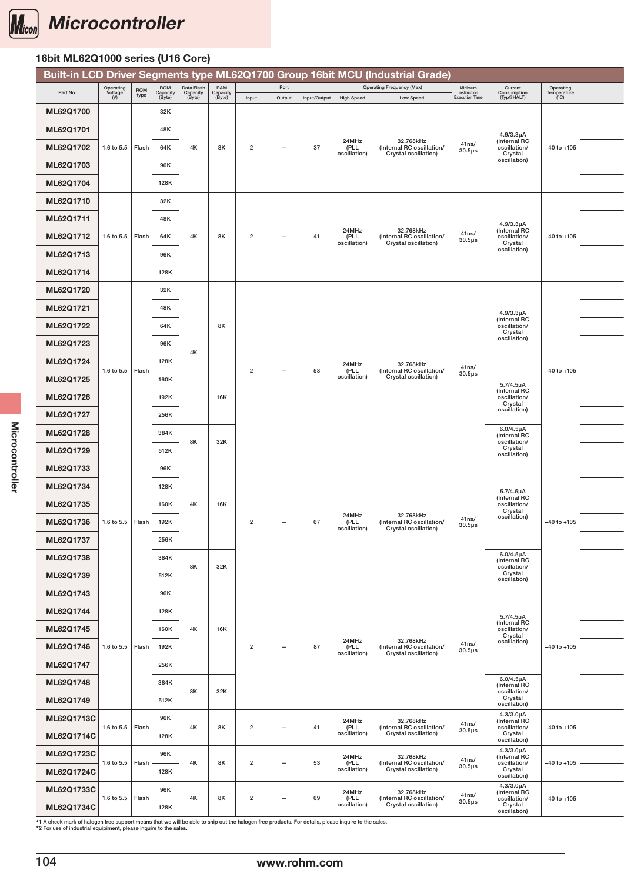## 16bit ML62Q1000 series (U16 Core)

### Built-in LCD Driver Segments type ML62Q1700 Group 16bit MCU (Industrial Grade)

| Part No. | Operating Voltage (V) | ROM type | ROM Capacity (Byte) | Data Flash Capacity (Byte) | RAM Capacity (Byte) | Port | | | Operating Frequency (Max) | | Minimum Instruction Execution Time | Current Consumption (Typ@HALT) | Operating Temperature (°C) | |
|---|---|---|---|---|---|---|---|---|---|---|---|---|---|---|
| | | | | | | Input | Output | Input/Output | High Speed | Low Speed | | | | |
| ML62Q1700 | 1.6 to 5.5 | Flash | 32K | 4K | 8K | 2 | — | 37 | 24MHz (PLL oscillation) | 32.768kHz (Internal RC oscillation/ Crystal oscillation) | 41ns/ 30.5µs | 4.9/3.3µA (Internal RC oscillation/ Crystal oscillation) | −40 to +105 | |
| ML62Q1701 | | | 48K | | | | | | | | | | | |
| ML62Q1702 | | | 64K | | | | | | | | | | | |
| ML62Q1703 | | | 96K | | | | | | | | | | | |
| ML62Q1704 | | | 128K | | | | | | | | | | | |
| ML62Q1710 | 1.6 to 5.5 | Flash | 32K | 4K | 8K | 2 | — | 41 | 24MHz (PLL oscillation) | 32.768kHz (Internal RC oscillation/ Crystal oscillation) | 41ns/ 30.5µs | 4.9/3.3µA (Internal RC oscillation/ Crystal oscillation) | −40 to +105 | |
| ML62Q1711 | | | 48K | | | | | | | | | | | |
| ML62Q1712 | | | 64K | | | | | | | | | | | |
| ML62Q1713 | | | 96K | | | | | | | | | | | |
| ML62Q1714 | | | 128K | | | | | | | | | | | |
| ML62Q1720 | 1.6 to 5.5 | Flash | 32K | 4K | 8K | 2 | — | 53 | 24MHz (PLL oscillation) | 32.768kHz (Internal RC oscillation/ Crystal oscillation) | 41ns/ 30.5µs | 4.9/3.3µA (Internal RC oscillation/ Crystal oscillation) | −40 to +105 | |
| ML62Q1721 | | | 48K | | | | | | | | | | | |
| ML62Q1722 | | | 64K | | | | | | | | | | | |
| ML62Q1723 | | | 96K | | | | | | | | | | | |
| ML62Q1724 | | | 128K | | | | | | | | | | | |
| ML62Q1725 | | | 160K | | 16K | | | | | | | 5.7/4.5µA (Internal RC oscillation/ Crystal oscillation) | | |
| ML62Q1726 | | | 192K | | | | | | | | | | | |
| ML62Q1727 | | | 256K | | | | | | | | | | | |
| ML62Q1728 | | | 384K | 8K | 32K | | | | | | | 6.0/4.5µA (Internal RC oscillation/ Crystal oscillation) | | |
| ML62Q1729 | | | 512K | | | | | | | | | | | |
| ML62Q1733 | 1.6 to 5.5 | Flash | 96K | 4K | 16K | 2 | — | 67 | 24MHz (PLL oscillation) | 32.768kHz (Internal RC oscillation/ Crystal oscillation) | 41ns/ 30.5µs | 5.7/4.5µA (Internal RC oscillation/ Crystal oscillation) | −40 to +105 | |
| ML62Q1734 | | | 128K | | | | | | | | | | | |
| ML62Q1735 | | | 160K | | | | | | | | | | | |
| ML62Q1736 | | | 192K | | | | | | | | | | | |
| ML62Q1737 | | | 256K | | | | | | | | | | | |
| ML62Q1738 | | | 384K | 8K | 32K | | | | | | | 6.0/4.5µA (Internal RC oscillation/ Crystal oscillation) | | |
| ML62Q1739 | | | 512K | | | | | | | | | | | |
| ML62Q1743 | 1.6 to 5.5 | Flash | 96K | 4K | 16K | 2 | — | 87 | 24MHz (PLL oscillation) | 32.768kHz (Internal RC oscillation/ Crystal oscillation) | 41ns/ 30.5µs | 5.7/4.5µA (Internal RC oscillation/ Crystal oscillation) | −40 to +105 | |
| ML62Q1744 | | | 128K | | | | | | | | | | | |
| ML62Q1745 | | | 160K | | | | | | | | | | | |
| ML62Q1746 | | | 192K | | | | | | | | | | | |
| ML62Q1747 | | | 256K | | | | | | | | | | | |
| ML62Q1748 | | | 384K | 8K | 32K | | | | | | | 6.0/4.5µA (Internal RC oscillation/ Crystal oscillation) | | |
| ML62Q1749 | | | 512K | | | | | | | | | | | |
| ML62Q1713C | 1.6 to 5.5 | Flash | 96K | 4K | 8K | 2 | — | 41 | 24MHz (PLL oscillation) | 32.768kHz (Internal RC oscillation/ Crystal oscillation) | 41ns/ 30.5µs | 4.3/3.0µA (Internal RC oscillation/ Crystal oscillation) | −40 to +105 | |
| ML62Q1714C | | | 128K | | | | | | | | | | | |
| ML62Q1723C | 1.6 to 5.5 | Flash | 96K | 4K | 8K | 2 | — | 53 | 24MHz (PLL oscillation) | 32.768kHz (Internal RC oscillation/ Crystal oscillation) | 41ns/ 30.5µs | 4.3/3.0µA (Internal RC oscillation/ Crystal oscillation) | −40 to +105 | |
| ML62Q1724C | | | 128K | | | | | | | | | | | |
| ML62Q1733C | 1.6 to 5.5 | Flash | 96K | 4K | 8K | 2 | — | 69 | 24MHz (PLL oscillation) | 32.768kHz (Internal RC oscillation/ Crystal oscillation) | 41ns/ 30.5µs | 4.3/3.0µA (Internal RC oscillation/ Crystal oscillation) | −40 to +105 | |
| ML62Q1734C | | | 128K | | | | | | | | | | | |

*1 A check mark of halogen free support means that we will be able to ship out the halogen free products. For details, please inquire to the sales.
*2 For use of industrial equipiment, please inquire to the sales.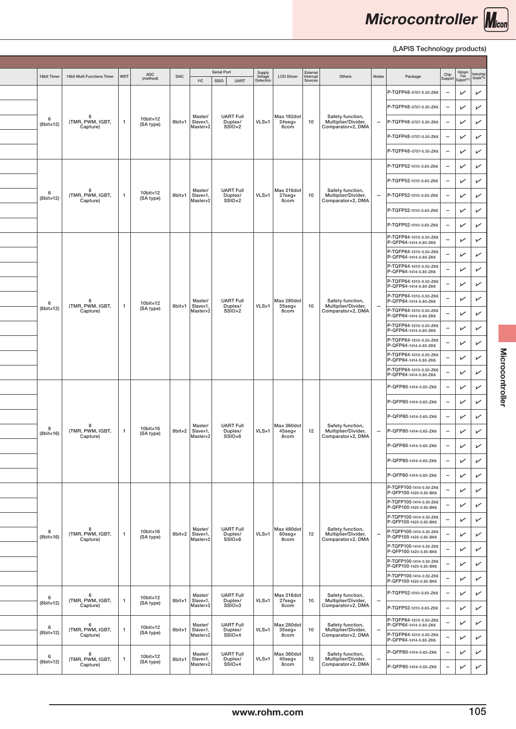(LAPIS Technology products)

| 16bit Timer | 16bit Multi Functions Timer | WDT | ADC (method) | DAC | Serial Port I²C | Serial Port SSIO | Serial Port UART | Supply Voltage Detection | LCD Driver | External Interrupt Sources | Others | Notes | Package | Chip Support | Halogen Free Support*1 | Industrial Grade*2 |
|---|---|---|---|---|---|---|---|---|---|---|---|---|---|---|---|---|
| 6 (8bit×12) | 6 (TMR, PWM, IGBT, Capture) | 1 | 10bit×12 (SA type) | 8bit×1 | Master/ Slave×1, Master×2 | UART Full Duplex/ SSIO×2 | | VLS×1 | Max 192dot 24seg× 8com | 10 | Safety function, Multiplier/Divider, Comparator×2, DMA | – | P-TQFP48-0707-0.50-ZK6 | – | ✓ | ✓ |
| | | | | | | | | | | | | | P-TQFP48-0707-0.50-ZK6 | – | ✓ | ✓ |
| | | | | | | | | | | | | | P-TQFP48-0707-0.50-ZK6 | – | ✓ | ✓ |
| | | | | | | | | | | | | | P-TQFP48-0707-0.50-ZK6 | – | ✓ | ✓ |
| | | | | | | | | | | | | | P-TQFP48-0707-0.50-ZK6 | – | ✓ | ✓ |
| 6 (8bit×12) | 6 (TMR, PWM, IGBT, Capture) | 1 | 10bit×12 (SA type) | 8bit×1 | Master/ Slave×1, Master×2 | UART Full Duplex/ SSIO×2 | | VLS×1 | Max 216dot 27seg× 8com | 10 | Safety function, Multiplier/Divider, Comparator×2, DMA | – | P-TQFP52-1010-0.65-ZK6 | – | ✓ | ✓ |
| | | | | | | | | | | | | | P-TQFP52-1010-0.65-ZK6 | – | ✓ | ✓ |
| | | | | | | | | | | | | | P-TQFP52-1010-0.65-ZK6 | – | ✓ | ✓ |
| | | | | | | | | | | | | | P-TQFP52-1010-0.65-ZK6 | – | ✓ | ✓ |
| | | | | | | | | | | | | | P-TQFP52-1010-0.65-ZK6 | – | ✓ | ✓ |
| 6 (8bit×12) | 6 (TMR, PWM, IGBT, Capture) | 1 | 10bit×12 (SA type) | 8bit×1 | Master/ Slave×1, Master×2 | UART Full Duplex/ SSIO×2 | | VLS×1 | Max 280dot 35seg× 8com | 10 | Safety function, Multiplier/Divider, Comparator×2, DMA | – | P-TQFP64-1010-0.50-ZK6 P-QFP64-1414-0.80-ZK6 | – | ✓ | ✓ |
| | | | | | | | | | | | | | P-TQFP64-1010-0.50-ZK6 P-QFP64-1414-0.80-ZK6 | – | ✓ | ✓ |
| | | | | | | | | | | | | | P-TQFP64-1010-0.50-ZK6 P-QFP64-1414-0.80-ZK6 | – | ✓ | ✓ |
| | | | | | | | | | | | | | P-TQFP64-1010-0.50-ZK6 P-QFP64-1414-0.80-ZK6 | – | ✓ | ✓ |
| | | | | | | | | | | | | | P-TQFP64-1010-0.50-ZK6 P-QFP64-1414-0.80-ZK6 | – | ✓ | ✓ |
| | | | | | | | | | | | | | P-TQFP64-1010-0.50-ZK6 P-QFP64-1414-0.80-ZK6 | – | ✓ | ✓ |
| | | | | | | | | | | | | | P-TQFP64-1010-0.50-ZK6 P-QFP64-1414-0.80-ZK6 | – | ✓ | ✓ |
| | | | | | | | | | | | | | P-TQFP64-1010-0.50-ZK6 P-QFP64-1414-0.80-ZK6 | – | ✓ | ✓ |
| | | | | | | | | | | | | | P-TQFP64-1010-0.50-ZK6 P-QFP64-1414-0.80-ZK6 | – | ✓ | ✓ |
| | | | | | | | | | | | | | P-TQFP64-1010-0.50-ZK6 P-QFP64-1414-0.80-ZK6 | – | ✓ | ✓ |
| 8 (8bit×16) | 8 (TMR, PWM, IGBT, Capture) | 1 | 10bit×16 (SA type) | 8bit×2 | Master/ Slave×1, Master×2 | UART Full Duplex/ SSIO×6 | | VLS×1 | Max 360dot 45seg× 8com | 12 | Safety function, Multiplier/Divider, Comparator×2, DMA | – | P-QFP80-1414-0.65-ZK6 | – | ✓ | ✓ |
| | | | | | | | | | | | | | P-QFP80-1414-0.65-ZK6 | – | ✓ | ✓ |
| | | | | | | | | | | | | | P-QFP80-1414-0.65-ZK6 | – | ✓ | ✓ |
| | | | | | | | | | | | | | P-QFP80-1414-0.65-ZK6 | – | ✓ | ✓ |
| | | | | | | | | | | | | | P-QFP80-1414-0.65-ZK6 | – | ✓ | ✓ |
| | | | | | | | | | | | | | P-QFP80-1414-0.65-ZK6 | – | ✓ | ✓ |
| | | | | | | | | | | | | | P-QFP80-1414-0.65-ZK6 | – | ✓ | ✓ |
| 8 (8bit×16) | 8 (TMR, PWM, IGBT, Capture) | 1 | 10bit×16 (SA type) | 8bit×2 | Master/ Slave×1, Master×2 | UART Full Duplex/ SSIO×6 | | VLS×1 | Max 480dot 60seg× 8com | 12 | Safety function, Multiplier/Divider, Comparator×2, DMA | – | P-TQFP100-1414-0.50-ZK6 P-QFP100-1420-0.65-BK6 | – | ✓ | ✓ |
| | | | | | | | | | | | | | P-TQFP100-1414-0.50-ZK6 P-QFP100-1420-0.65-BK6 | – | ✓ | ✓ |
| | | | | | | | | | | | | | P-TQFP100-1414-0.50-ZK6 P-QFP100-1420-0.65-BK6 | – | ✓ | ✓ |
| | | | | | | | | | | | | | P-TQFP100-1414-0.50-ZK6 P-QFP100-1420-0.65-BK6 | – | ✓ | ✓ |
| | | | | | | | | | | | | | P-TQFP100-1414-0.50-ZK6 P-QFP100-1420-0.65-BK6 | – | ✓ | ✓ |
| | | | | | | | | | | | | | P-TQFP100-1414-0.50-ZK6 P-QFP100-1420-0.65-BK6 | – | ✓ | ✓ |
| | | | | | | | | | | | | | P-TQFP100-1414-0.50-ZK6 P-QFP100-1420-0.65-BK6 | – | ✓ | ✓ |
| 6 (8bit×12) | 6 (TMR, PWM, IGBT, Capture) | 1 | 10bit×12 (SA type) | 8bit×1 | Master/ Slave×1, Master×2 | UART Full Duplex/ SSIO×3 | | VLS×1 | Max 216dot 27seg× 8com | 10 | Safety function, Multiplier/Divider, Comparator×2, DMA | – | P-TQFP52-1010-0.65-ZK6 | – | ✓ | ✓ |
| | | | | | | | | | | | | | P-TQFP52-1010-0.65-ZK6 | – | ✓ | ✓ |
| 6 (8bit×12) | 6 (TMR, PWM, IGBT, Capture) | 1 | 10bit×12 (SA type) | 8bit×1 | Master/ Slave×1, Master×2 | UART Full Duplex/ SSIO×4 | | VLS×1 | Max 280dot 35seg× 8com | 10 | Safety function, Multiplier/Divider, Comparator×2, DMA | – | P-TQFP64-1010-0.50-ZK6 P-QFP64-1414-0.80-ZK6 | – | ✓ | ✓ |
| | | | | | | | | | | | | | P-TQFP64-1010-0.50-ZK6 P-QFP64-1414-0.80-ZK6 | – | ✓ | ✓ |
| 6 (8bit×12) | 6 (TMR, PWM, IGBT, Capture) | 1 | 10bit×12 (SA type) | 8bit×1 | Master/ Slave×1, Master×2 | UART Full Duplex/ SSIO×4 | | VLS×1 | Max 360dot 45seg× 8com | 12 | Safety function, Multiplier/Divider, Comparator×2, DMA | – | P-QFP80-1414-0.65-ZK6 | – | ✓ | ✓ |
| | | | | | | | | | | | | | P-QFP80-1414-0.65-ZK6 | – | ✓ | ✓ |

www.rohm.com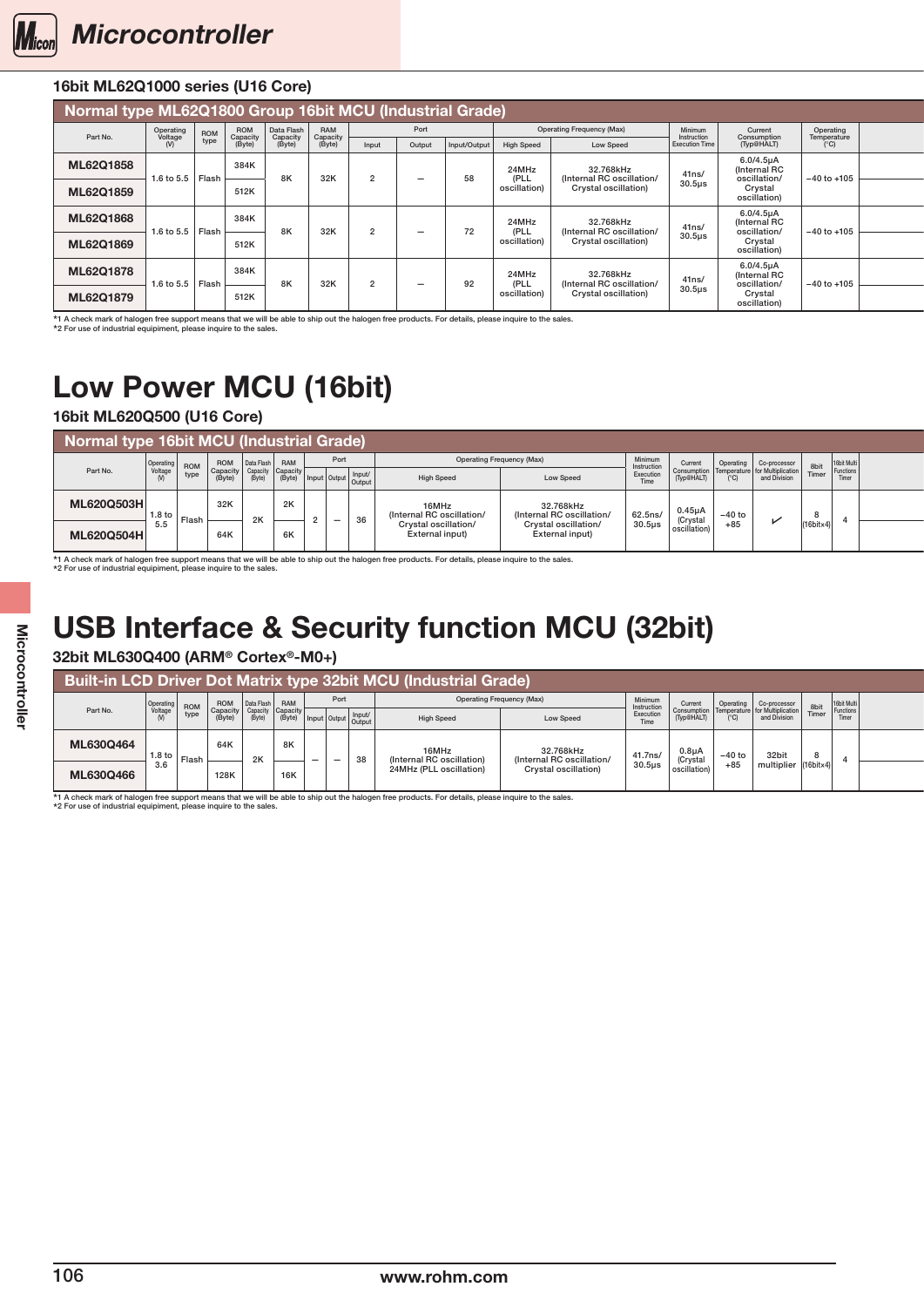# Microcontroller

### 16bit ML62Q1000 series (U16 Core)

#### Normal type ML62Q1800 Group 16bit MCU (Industrial Grade)

| Part No. | Operating Voltage (V) | ROM type | ROM Capacity (Byte) | Data Flash Capacity (Byte) | RAM Capacity (Byte) | Port | | | Operating Frequency (Max) | | Minimum Instruction Execution Time | Current Consumption (Typ@HALT) | Operating Temperature (°C) |
|---|---|---|---|---|---|---|---|---|---|---|---|---|---|
| | | | | | | Input | Output | Input/Output | High Speed | Low Speed | | | |
| ML62Q1858 | 1.6 to 5.5 | Flash | 384K | 8K | 32K | 2 | – | 58 | 24MHz (PLL oscillation) | 32.768kHz (Internal RC oscillation/ Crystal oscillation) | 41ns/ 30.5µs | 6.0/4.5µA (Internal RC oscillation/ Crystal oscillation) | −40 to +105 |
| ML62Q1859 | | | 512K | | | | | | | | | | |
| ML62Q1868 | 1.6 to 5.5 | Flash | 384K | 8K | 32K | 2 | – | 72 | 24MHz (PLL oscillation) | 32.768kHz (Internal RC oscillation/ Crystal oscillation) | 41ns/ 30.5µs | 6.0/4.5µA (Internal RC oscillation/ Crystal oscillation) | −40 to +105 |
| ML62Q1869 | | | 512K | | | | | | | | | | |
| ML62Q1878 | 1.6 to 5.5 | Flash | 384K | 8K | 32K | 2 | – | 92 | 24MHz (PLL oscillation) | 32.768kHz (Internal RC oscillation/ Crystal oscillation) | 41ns/ 30.5µs | 6.0/4.5µA (Internal RC oscillation/ Crystal oscillation) | −40 to +105 |
| ML62Q1879 | | | 512K | | | | | | | | | | |

*1 A check mark of halogen free support means that we will be able to ship out the halogen free products. For details, please inquire to the sales.
*2 For use of industrial equipiment, please inquire to the sales.

# Low Power MCU (16bit)

### 16bit ML620Q500 (U16 Core)

#### Normal type 16bit MCU (Industrial Grade)

| Part No. | Operating Voltage (V) | ROM type | ROM Capacity (Byte) | Data Flash Capacity (Byte) | RAM Capacity (Byte) | Port | | | Operating Frequency (Max) | | Minimum Instruction Execution Time | Current Consumption (Typ@HALT) | Operating Temperature (°C) | Co-processor for Multiplication and Division | 8bit Timer | 16bit Multi Functions Timer |
|---|---|---|---|---|---|---|---|---|---|---|---|---|---|---|---|---|
| | | | | | | Input | Output | Input/ Output | High Speed | Low Speed | | | | | | |
| ML620Q503H | 1.8 to 5.5 | Flash | 32K | 2K | 2K | 2 | – | 36 | 16MHz (Internal RC oscillation/ Crystal oscillation/ External input) | 32.768kHz (Internal RC oscillation/ Crystal oscillation/ External input) | 62.5ns/ 30.5µs | 0.45µA (Crystal oscillation) | −40 to +85 | ✓ | 8 (16bit×4) | 4 |
| ML620Q504H | | | 64K | | 6K | | | | | | | | | | | |

*1 A check mark of halogen free support means that we will be able to ship out the halogen free products. For details, please inquire to the sales.
*2 For use of industrial equipiment, please inquire to the sales.

# USB Interface & Security function MCU (32bit)

### 32bit ML630Q400 (ARM® Cortex®-M0+)

#### Built-in LCD Driver Dot Matrix type 32bit MCU (Industrial Grade)

| Part No. | Operating Voltage (V) | ROM type | ROM Capacity (Byte) | Data Flash Capacity (Byte) | RAM Capacity (Byte) | Port | | | Operating Frequency (Max) | | Minimum Instruction Execution Time | Current Consumption (Typ@HALT) | Operating Temperature (°C) | Co-processor for Multiplication and Division | 8bit Timer | 16bit Multi Functions Timer |
|---|---|---|---|---|---|---|---|---|---|---|---|---|---|---|---|---|
| | | | | | | Input | Output | Input/ Output | High Speed | Low Speed | | | | | | |
| ML630Q464 | 1.8 to 3.6 | Flash | 64K | 2K | 8K | – | – | 38 | 16MHz (Internal RC oscillation) 24MHz (PLL oscillation) | 32.768kHz (Internal RC oscillation/ Crystal oscillation) | 41.7ns/ 30.5µs | 0.8µA (Crystal oscillation) | −40 to +85 | 32bit multiplier | 8 (16bit×4) | 4 |
| ML630Q466 | | | 128K | | 16K | | | | | | | | | | | |

*1 A check mark of halogen free support means that we will be able to ship out the halogen free products. For details, please inquire to the sales.
*2 For use of industrial equipiment, please inquire to the sales.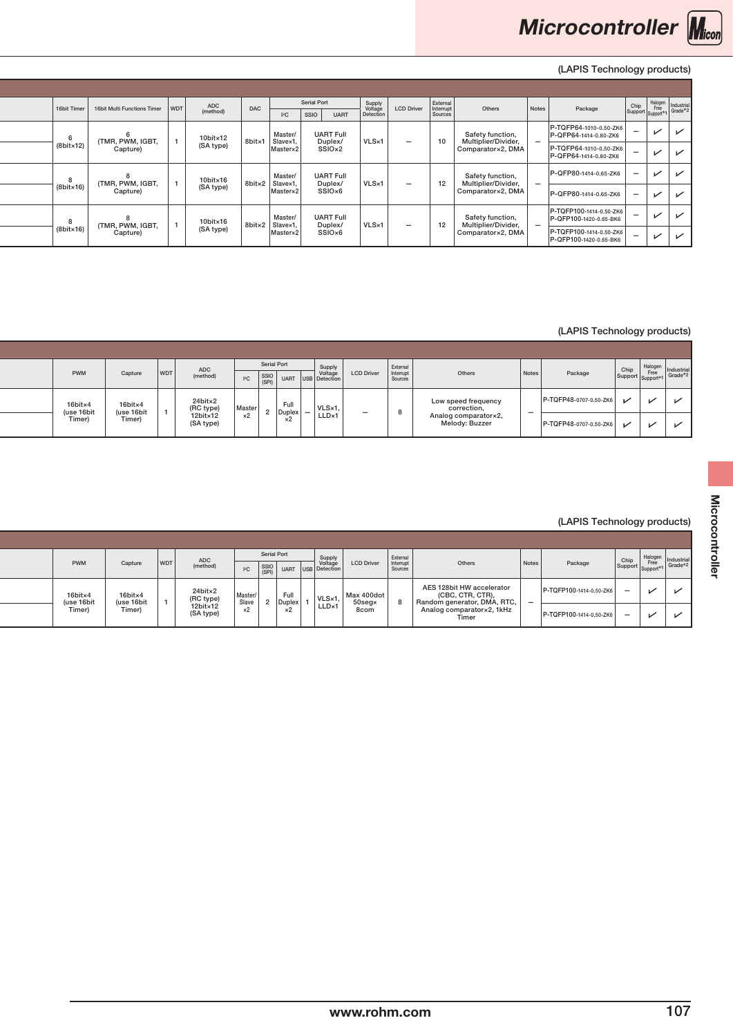(LAPIS Technology products)

| | 16bit Timer | 16bit Multi Functions Timer | WDT | ADC (method) | DAC | Serial Port | | | Supply Voltage Detection | LCD Driver | External Interrupt Sources | Others | Notes | Package | Chip Support | Halogen Free Support*1 | Industrial Grade*2 |
|---|---|---|---|---|---|---|---|---|---|---|---|---|---|---|---|---|---|
| | | | | | | I²C | SSIO | UART | | | | | | | | | |
| | 6 (8bit×12) | 6 (TMR, PWM, IGBT, Capture) | 1 | 10bit×12 (SA type) | 8bit×1 | Master/ Slave×1, Master×2 | UART Full Duplex/ SSIO×2 | | VLS×1 | – | 10 | Safety function, Multiplier/Divider, Comparator×2, DMA | – | P-TQFP64-1010-0.50-ZK6 P-QFP64-1414-0.80-ZK6 | – | ✓ | ✓ |
| | | | | | | | | | | | | | | P-TQFP64-1010-0.50-ZK6 P-QFP64-1414-0.80-ZK6 | – | ✓ | ✓ |
| | 8 (8bit×16) | 8 (TMR, PWM, IGBT, Capture) | 1 | 10bit×16 (SA type) | 8bit×2 | Master/ Slave×1, Master×2 | UART Full Duplex/ SSIO×6 | | VLS×1 | – | 12 | Safety function, Multiplier/Divider, Comparator×2, DMA | – | P-QFP80-1414-0.65-ZK6 | – | ✓ | ✓ |
| | | | | | | | | | | | | | | P-QFP80-1414-0.65-ZK6 | – | ✓ | ✓ |
| | 8 (8bit×16) | 8 (TMR, PWM, IGBT, Capture) | 1 | 10bit×16 (SA type) | 8bit×2 | Master/ Slave×1, Master×2 | UART Full Duplex/ SSIO×6 | | VLS×1 | – | 12 | Safety function, Multiplier/Divider, Comparator×2, DMA | – | P-TQFP100-1414-0.50-ZK6 P-QFP100-1420-0.65-BK6 | – | ✓ | ✓ |
| | | | | | | | | | | | | | | P-TQFP100-1414-0.50-ZK6 P-QFP100-1420-0.65-BK6 | – | ✓ | ✓ |

(LAPIS Technology products)

| | PWM | Capture | WDT | ADC (method) | Serial Port | | | | Supply Voltage Detection | LCD Driver | External Interrupt Sources | Others | Notes | Package | Chip Support | Halogen Free Support*1 | Industrial Grade*2 |
|---|---|---|---|---|---|---|---|---|---|---|---|---|---|---|---|---|---|
| | | | | | I²C | SSIO (SPI) | UART | USB | | | | | | | | | |
| | 16bit×4 (use 16bit Timer) | 16bit×4 (use 16bit Timer) | 1 | 24bit×2 (RC type) 12bit×12 (SA type) | Master ×2 | 2 | Full Duplex ×2 | – | VLS×1, LLD×1 | – | 8 | Low speed frequency correction, Analog comparator×2, Melody: Buzzer | – | P-TQFP48-0707-0.50-ZK6 | ✓ | ✓ | ✓ |
| | | | | | | | | | | | | | | P-TQFP48-0707-0.50-ZK6 | ✓ | ✓ | ✓ |

(LAPIS Technology products)

| | PWM | Capture | WDT | ADC (method) | Serial Port | | | | Supply Voltage Detection | LCD Driver | External Interrupt Sources | Others | Notes | Package | Chip Support | Halogen Free Support*1 | Industrial Grade*2 |
|---|---|---|---|---|---|---|---|---|---|---|---|---|---|---|---|---|---|
| | | | | | I²C | SSIO (SPI) | UART | USB | | | | | | | | | |
| | 16bit×4 (use 16bit Timer) | 16bit×4 (use 16bit Timer) | 1 | 24bit×2 (RC type) 12bit×12 (SA type) | Master/ Slave ×2 | 2 | Full Duplex ×2 | 1 | VLS×1, LLD×1 | Max 400dot 50seg× 8com | 8 | AES 128bit HW accelerator (CBC, CTR, CTR), Random generator, DMA, RTC, Analog comparator×2, 1kHz Timer | – | P-TQFP100-1414-0.50-ZK6 | – | ✓ | ✓ |
| | | | | | | | | | | | | | | P-TQFP100-1414-0.50-ZK6 | – | ✓ | ✓ |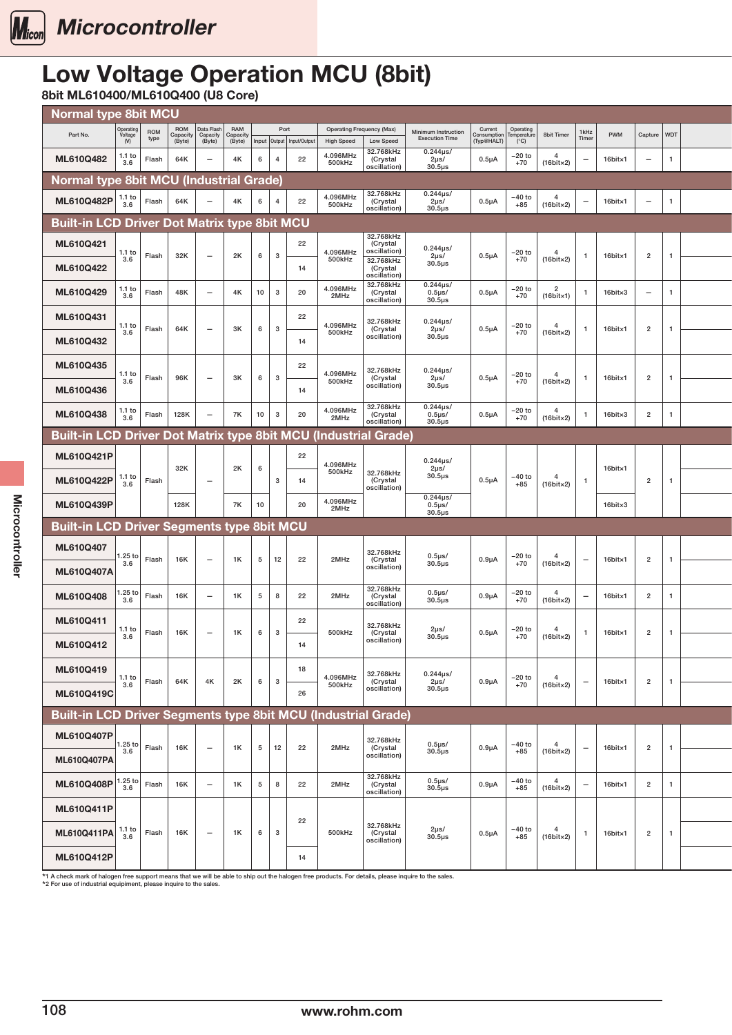# Low Voltage Operation MCU (8bit)

**8bit ML610400/ML610Q400 (U8 Core)**

## Normal type 8bit MCU

| Part No. | Operating Voltage (V) | ROM type | ROM Capacity (Byte) | Data Flash Capacity (Byte) | RAM Capacity (Byte) | Port | | | Operating Frequency (Max) | | Minimum Instruction Execution Time | Current Consumption (Typ@HALT) | Operating Temperature (°C) | 8bit Timer | 1kHz Timer | PWM | Capture | WDT |
|---|---|---|---|---|---|---|---|---|---|---|---|---|---|---|---|---|---|---|
| | | | | | | Input | Output | Input/Output | High Speed | Low Speed | | | | | | | | |
| ML610Q482 | 1.1 to 3.6 | Flash | 64K | – | 4K | 6 | 4 | 22 | 4.096MHz 500kHz | 32.768kHz (Crystal oscillation) | 0.244μs/ 2μs/ 30.5μs | 0.5μA | −20 to +70 | 4 (16bit×2) | – | 16bit×1 | – | 1 |

## Normal type 8bit MCU (Industrial Grade)

| Part No. | Operating Voltage (V) | ROM type | ROM Capacity (Byte) | Data Flash Capacity (Byte) | RAM Capacity (Byte) | Input | Output | Input/Output | High Speed | Low Speed | Minimum Instruction Execution Time | Current Consumption (Typ@HALT) | Operating Temperature (°C) | 8bit Timer | 1kHz Timer | PWM | Capture | WDT |
|---|---|---|---|---|---|---|---|---|---|---|---|---|---|---|---|---|---|---|
| ML610Q482P | 1.1 to 3.6 | Flash | 64K | – | 4K | 6 | 4 | 22 | 4.096MHz 500kHz | 32.768kHz (Crystal oscillation) | 0.244μs/ 2μs/ 30.5μs | 0.5μA | −40 to +85 | 4 (16bit×2) | – | 16bit×1 | – | 1 |

## Built-in LCD Driver Dot Matrix type 8bit MCU

| Part No. | Operating Voltage (V) | ROM type | ROM Capacity (Byte) | Data Flash Capacity (Byte) | RAM Capacity (Byte) | Input | Output | Input/Output | High Speed | Low Speed | Minimum Instruction Execution Time | Current Consumption (Typ@HALT) | Operating Temperature (°C) | 8bit Timer | 1kHz Timer | PWM | Capture | WDT |
|---|---|---|---|---|---|---|---|---|---|---|---|---|---|---|---|---|---|---|
| ML610Q421 | 1.1 to 3.6 | Flash | 32K | – | 2K | 6 | 3 | 22 | 4.096MHz 500kHz | 32.768kHz (Crystal oscillation) | 0.244μs/ 2μs/ 30.5μs | 0.5μA | −20 to +70 | 4 (16bit×2) | 1 | 16bit×1 | 2 | 1 |
| ML610Q422 | | | | | | | | 14 | | 32.768kHz (Crystal oscillation) | | | | | | | | |
| ML610Q429 | 1.1 to 3.6 | Flash | 48K | – | 4K | 10 | 3 | 20 | 4.096MHz 2MHz | 32.768kHz (Crystal oscillation) | 0.244μs/ 0.5μs/ 30.5μs | 0.5μA | −20 to +70 | 2 (16bit×1) | 1 | 16bit×3 | – | 1 |
| ML610Q431 | 1.1 to 3.6 | Flash | 64K | – | 3K | 6 | 3 | 22 | 4.096MHz 500kHz | 32.768kHz (Crystal oscillation) | 0.244μs/ 2μs/ 30.5μs | 0.5μA | −20 to +70 | 4 (16bit×2) | 1 | 16bit×1 | 2 | 1 |
| ML610Q432 | | | | | | | | 14 | | | | | | | | | | |
| ML610Q435 | 1.1 to 3.6 | Flash | 96K | – | 3K | 6 | 3 | 22 | 4.096MHz 500kHz | 32.768kHz (Crystal oscillation) | 0.244μs/ 2μs/ 30.5μs | 0.5μA | −20 to +70 | 4 (16bit×2) | 1 | 16bit×1 | 2 | 1 |
| ML610Q436 | | | | | | | | 14 | | | | | | | | | | |
| ML610Q438 | 1.1 to 3.6 | Flash | 128K | – | 7K | 10 | 3 | 20 | 4.096MHz 2MHz | 32.768kHz (Crystal oscillation) | 0.244μs/ 0.5μs/ 30.5μs | 0.5μA | −20 to +70 | 4 (16bit×2) | 1 | 16bit×3 | 2 | 1 |

## Built-in LCD Driver Dot Matrix type 8bit MCU (Industrial Grade)

| Part No. | Operating Voltage (V) | ROM type | ROM Capacity (Byte) | Data Flash Capacity (Byte) | RAM Capacity (Byte) | Input | Output | Input/Output | High Speed | Low Speed | Minimum Instruction Execution Time | Current Consumption (Typ@HALT) | Operating Temperature (°C) | 8bit Timer | 1kHz Timer | PWM | Capture | WDT |
|---|---|---|---|---|---|---|---|---|---|---|---|---|---|---|---|---|---|---|
| ML610Q421P | 1.1 to 3.6 | Flash | 32K | – | 2K | 6 | 3 | 22 | 4.096MHz 500kHz | 32.768kHz (Crystal oscillation) | 0.244μs/ 2μs/ 30.5μs | 0.5μA | −40 to +85 | 4 (16bit×2) | 1 | 16bit×1 | 2 | 1 |
| ML610Q422P | | | | | | | | 14 | | | | | | | | | | |
| ML610Q439P | | | 128K | | 7K | 10 | | 20 | 4.096MHz 2MHz | | 0.244μs/ 0.5μs/ 30.5μs | | | | | 16bit×3 | | |

## Built-in LCD Driver Segments type 8bit MCU

| Part No. | Operating Voltage (V) | ROM type | ROM Capacity (Byte) | Data Flash Capacity (Byte) | RAM Capacity (Byte) | Input | Output | Input/Output | High Speed | Low Speed | Minimum Instruction Execution Time | Current Consumption (Typ@HALT) | Operating Temperature (°C) | 8bit Timer | 1kHz Timer | PWM | Capture | WDT |
|---|---|---|---|---|---|---|---|---|---|---|---|---|---|---|---|---|---|---|
| ML610Q407 | 1.25 to 3.6 | Flash | 16K | – | 1K | 5 | 12 | 22 | 2MHz | 32.768kHz (Crystal oscillation) | 0.5μs/ 30.5μs | 0.9μA | −20 to +70 | 4 (16bit×2) | – | 16bit×1 | 2 | 1 |
| ML610Q407A | | | | | | | | | | | | | | | | | | |
| ML610Q408 | 1.25 to 3.6 | Flash | 16K | – | 1K | 5 | 8 | 22 | 2MHz | 32.768kHz (Crystal oscillation) | 0.5μs/ 30.5μs | 0.9μA | −20 to +70 | 4 (16bit×2) | – | 16bit×1 | 2 | 1 |
| ML610Q411 | 1.1 to 3.6 | Flash | 16K | – | 1K | 6 | 3 | 22 | 500kHz | 32.768kHz (Crystal oscillation) | 2μs/ 30.5μs | 0.5μA | −20 to +70 | 4 (16bit×2) | 1 | 16bit×1 | 2 | 1 |
| ML610Q412 | | | | | | | | 14 | | | | | | | | | | |
| ML610Q419 | 1.1 to 3.6 | Flash | 64K | 4K | 2K | 6 | 3 | 18 | 4.096MHz 500kHz | 32.768kHz (Crystal oscillation) | 0.244μs/ 2μs/ 30.5μs | 0.9μA | −20 to +70 | 4 (16bit×2) | – | 16bit×1 | 2 | 1 |
| ML610Q419C | | | | | | | | 26 | | | | | | | | | | |

## Built-in LCD Driver Segments type 8bit MCU (Industrial Grade)

| Part No. | Operating Voltage (V) | ROM type | ROM Capacity (Byte) | Data Flash Capacity (Byte) | RAM Capacity (Byte) | Input | Output | Input/Output | High Speed | Low Speed | Minimum Instruction Execution Time | Current Consumption (Typ@HALT) | Operating Temperature (°C) | 8bit Timer | 1kHz Timer | PWM | Capture | WDT |
|---|---|---|---|---|---|---|---|---|---|---|---|---|---|---|---|---|---|---|
| ML610Q407P | 1.25 to 3.6 | Flash | 16K | – | 1K | 5 | 12 | 22 | 2MHz | 32.768kHz (Crystal oscillation) | 0.5μs/ 30.5μs | 0.9μA | −40 to +85 | 4 (16bit×2) | – | 16bit×1 | 2 | 1 |
| ML610Q407PA | | | | | | | | | | | | | | | | | | |
| ML610Q408P | 1.25 to 3.6 | Flash | 16K | – | 1K | 5 | 8 | 22 | 2MHz | 32.768kHz (Crystal oscillation) | 0.5μs/ 30.5μs | 0.9μA | −40 to +85 | 4 (16bit×2) | – | 16bit×1 | 2 | 1 |
| ML610Q411P | 1.1 to 3.6 | Flash | 16K | – | 1K | 6 | 3 | 22 | 500kHz | 32.768kHz (Crystal oscillation) | 2μs/ 30.5μs | 0.5μA | −40 to +85 | 4 (16bit×2) | 1 | 16bit×1 | 2 | 1 |
| ML610Q411PA | | | | | | | | | | | | | | | | | | |
| ML610Q412P | | | | | | | | 14 | | | | | | | | | | |

*1 A check mark of halogen free support means that we will be able to ship out the halogen free products. For details, please inquire to the sales.
*2 For use of industrial equipiment, please inquire to the sales.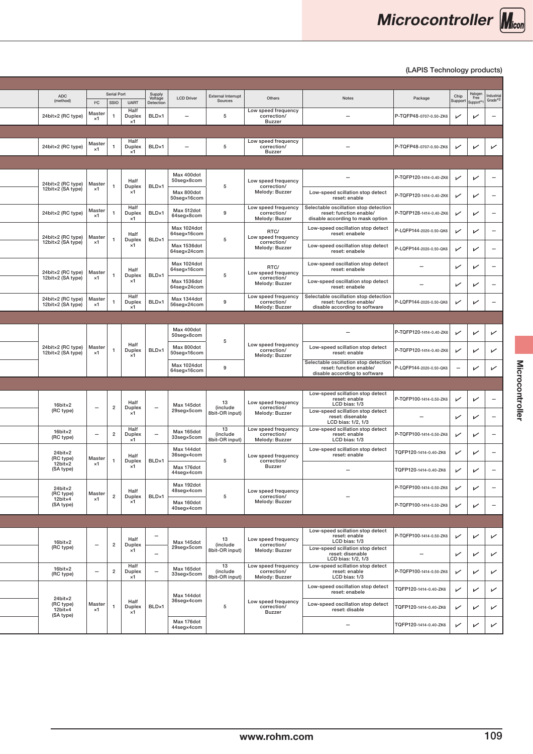(LAPIS Technology products)

| | ADC (method) | Serial Port I²C | Serial Port SSIO | Serial Port UART | Supply Voltage Detection | LCD Driver | External Interrupt Sources | Others | Notes | Package | Chip Support | Halogen Free Support*1 | Industrial Grade*2 |
|---|---|---|---|---|---|---|---|---|---|---|---|---|---|
| | 24bit×2 (RC type) | Master ×1 | 1 | Half Duplex ×1 | BLD×1 | – | 5 | Low speed frequency correction/ Buzzer | – | P-TQFP48-0707-0.50-ZK6 | ✓ | ✓ | – |
| | | | | | | | | | | | | | |
| | 24bit×2 (RC type) | Master ×1 | 1 | Half Duplex ×1 | BLD×1 | – | 5 | Low speed frequency correction/ Buzzer | – | P-TQFP48-0707-0.50-ZK6 | ✓ | ✓ | ✓ |
| | | | | | | | | | | | | | |
| | 24bit×2 (RC type) 12bit×2 (SA type) | Master ×1 | 1 | Half Duplex ×1 | BLD×1 | Max 400dot 50seg×8com | 5 | Low speed frequency correction/ Melody: Buzzer | – | P-TQFP120-1414-0.40-ZK6 | ✓ | ✓ | – |
| | | | | | | Max 800dot 50seg×16com | | | Low-speed scillation stop detect reset: enable | P-TQFP120-1414-0.40-ZK6 | ✓ | ✓ | – |
| | 24bit×2 (RC type) | Master ×1 | 1 | Half Duplex ×1 | BLD×1 | Max 512dot 64seg×8com | 9 | Low speed frequency correction/ Melody: Buzzer | Selectable oscillation stop detection reset: function enable/ disable according to mask option | P-TQFP128-1414-0.40-ZK6 | ✓ | ✓ | – |
| | 24bit×2 (RC type) 12bit×2 (SA type) | Master ×1 | 1 | Half Duplex ×1 | BLD×1 | Max 1024dot 64seg×16com | 5 | RTC/ Low speed frequency correction/ Melody: Buzzer | Low-speed oscillation stop detect reset: enabele | P-LQFP144-2020-0.50-QK6 | ✓ | ✓ | – |
| | | | | | | Max 1536dot 64seg×24com | | | Low-speed oscillation stop detect reset: enable | P-LQFP144-2020-0.50-QK6 | ✓ | ✓ | – |
| | 24bit×2 (RC type) 12bit×2 (SA type) | Master ×1 | 1 | Half Duplex ×1 | BLD×1 | Max 1024dot 64seg×16com | 5 | RTC/ Low speed frequency correction/ Melody: Buzzer | Low-speed oscillation stop detect reset: enable | – | ✓ | ✓ | – |
| | | | | | | Max 1536dot 64seg×24com | | | Low-speed oscillation stop detect reset: enable | – | ✓ | ✓ | – |
| | 24bit×2 (RC type) 12bit×2 (SA type) | Master ×1 | 1 | Half Duplex ×1 | BLD×1 | Max 1344dot 56seg×24com | 9 | Low speed frequency correction/ Melody: Buzzer | Selectable oscillation stop detection reset: function enable/ disable according to software | P-LQFP144-2020-0.50-QK6 | ✓ | ✓ | – |
| | | | | | | | | | | | | | |
| | 24bit×2 (RC type) 12bit×2 (SA type) | Master ×1 | 1 | Half Duplex ×1 | BLD×1 | Max 400dot 50seg×8com | 5 | Low speed frequency correction/ Melody: Buzzer | – | P-TQFP120-1414-0.40-ZK6 | ✓ | ✓ | ✓ |
| | | | | | | Max 800dot 50seg×16com | | | Low-speed scillation stop detect reset: enable | P-TQFP120-1414-0.40-ZK6 | ✓ | ✓ | ✓ |
| | | | | | | Max 1024dot 64seg×16com | 9 | | Selectable oscillation stop detection reset: function enable/ disable according to software | P-LQFP144-2020-0.50-QK6 | – | ✓ | ✓ |
| | | | | | | | | | | | | | |
| | 16bit×2 (RC type) | – | 2 | Half Duplex ×1 | – | Max 145dot 29seg×5com | 13 (include 8bit-OR input) | Low speed frequency correction/ Melody: Buzzer | Low-speed scillation stop detect reset: enable LCD bias: 1/3 | P-TQFP100-1414-0.50-ZK6 | ✓ | ✓ | – |
| | | | | | | | | | Low-speed scillation stop detect reset: disenable LCD bias: 1/2, 1/3 | – | ✓ | ✓ | – |
| | 16bit×2 (RC type) | – | 2 | Half Duplex ×1 | – | Max 165dot 33seg×5com | 13 (include 8bit-OR input) | Low speed frequency correction/ Melody: Buzzer | Low-speed scillation stop detect reset: enable LCD bias: 1/3 | P-TQFP100-1414-0.50-ZK6 | ✓ | ✓ | – |
| | 24bit×2 (RC type) 12bit×2 (SA type) | Master ×1 | 1 | Half Duplex ×1 | BLD×1 | Max 144dot 36seg×4com | 5 | Low speed frequency correction/ Buzzer | Low-speed scillation stop detect reset: enable | TQFP120-1414-0.40-ZK6 | ✓ | ✓ | – |
| | | | | | | Max 176dot 44seg×4com | | | – | TQFP120-1414-0.40-ZK6 | ✓ | ✓ | – |
| | 24bit×2 (RC type) 12bit×4 (SA type) | Master ×1 | 2 | Half Duplex ×1 | BLD×1 | Max 192dot 48seg×4com | 5 | Low speed frequency correction/ Melody: Buzzer | – | P-TQFP100-1414-0.50-ZK6 | ✓ | ✓ | – |
| | | | | | | Max 160dot 40seg×4com | | | | P-TQFP100-1414-0.50-ZK6 | ✓ | ✓ | – |
| | | | | | | | | | | | | | |
| | 16bit×2 (RC type) | – | 2 | Half Duplex ×1 | – | Max 145dot 29seg×5com | 13 (include 8bit-OR input) | Low speed frequency correction/ Melody: Buzzer | Low-speed scillation stop detect reset: enable LCD bias: 1/3 | P-TQFP100-1414-0.50-ZK6 | ✓ | ✓ | ✓ |
| | | | | | – | | | | Low-speed scillation stop detect reset: disenable LCD bias: 1/2, 1/3 | – | ✓ | ✓ | ✓ |
| | 16bit×2 (RC type) | – | 2 | Half Duplex ×1 | – | Max 165dot 33seg×5com | 13 (include 8bit-OR input) | Low speed frequency correction/ Melody: Buzzer | Low-speed scillation stop detect reset: enable LCD bias: 1/3 | P-TQFP100-1414-0.50-ZK6 | ✓ | ✓ | ✓ |
| | 24bit×2 (RC type) 12bit×4 (SA type) | Master ×1 | 1 | Half Duplex ×1 | BLD×1 | Max 144dot 36seg×4com | 5 | Low speed frequency correction/ Buzzer | Low-speed oscillation stop detect reset: enabele | TQFP120-1414-0.40-ZK6 | ✓ | ✓ | ✓ |
| | | | | | | | | | Low-speed oscillation stop detect reset: disable | TQFP120-1414-0.40-ZK6 | ✓ | ✓ | ✓ |
| | | | | | | Max 176dot 44seg×4com | | | – | TQFP120-1414-0.40-ZK6 | ✓ | ✓ | ✓ |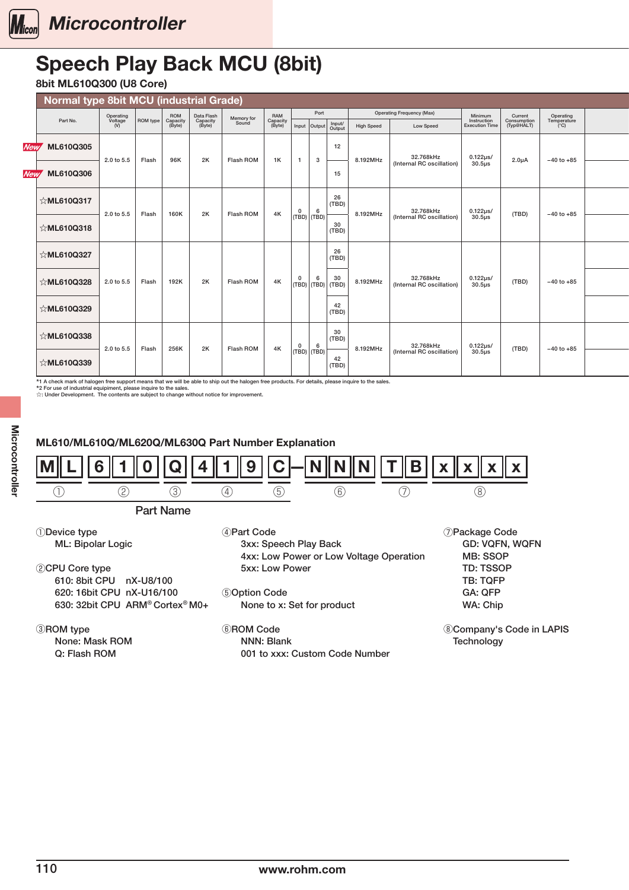# Speech Play Back MCU (8bit)

### 8bit ML610Q300 (U8 Core)

**Normal type 8bit MCU (industrial Grade)**

| Part No. | Operating Voltage (V) | ROM type | ROM Capacity (Byte) | Data Flash Capacity (Byte) | Memory for Sound | RAM Capacity (Byte) | Port | | | Operating Frequency (Max) | | Minimum Instruction Execution Time | Current Consumption (Typ@HALT) | Operating Temperature (°C) |
|---|---|---|---|---|---|---|---|---|---|---|---|---|---|---|
| | | | | | | | Input | Output | Input/Output | High Speed | Low Speed | | | |
| New ML610Q305 | 2.0 to 5.5 | Flash | 96K | 2K | Flash ROM | 1K | 1 | 3 | 12 | 8.192MHz | 32.768kHz (Internal RC oscillation) | 0.122μs/ 30.5μs | 2.0μA | −40 to +85 |
| New ML610Q306 | | | | | | | | | 15 | | | | | |
| ☆ML610Q317 | 2.0 to 5.5 | Flash | 160K | 2K | Flash ROM | 4K | 0 (TBD) | 6 (TBD) | 26 (TBD) | 8.192MHz | 32.768kHz (Internal RC oscillation) | 0.122μs/ 30.5μs | (TBD) | −40 to +85 |
| ☆ML610Q318 | | | | | | | | | 30 (TBD) | | | | | |
| ☆ML610Q327 | 2.0 to 5.5 | Flash | 192K | 2K | Flash ROM | 4K | 0 (TBD) | 6 (TBD) | 26 (TBD) | 8.192MHz | 32.768kHz (Internal RC oscillation) | 0.122μs/ 30.5μs | (TBD) | −40 to +85 |
| ☆ML610Q328 | | | | | | | | | 30 (TBD) | | | | | |
| ☆ML610Q329 | | | | | | | | | 42 (TBD) | | | | | |
| ☆ML610Q338 | 2.0 to 5.5 | Flash | 256K | 2K | Flash ROM | 4K | 0 (TBD) | 6 (TBD) | 30 (TBD) | 8.192MHz | 32.768kHz (Internal RC oscillation) | 0.122μs/ 30.5μs | (TBD) | −40 to +85 |
| ☆ML610Q339 | | | | | | | | | 42 (TBD) | | | | | |

*1 A check mark of halogen free support means that we will be able to ship out the halogen free products. For details, please inquire to the sales.
*2 For use of industrial equipment, please inquire to the sales.
☆: Under Development. The contents are subject to change without notice for improvement.

### ML610/ML610Q/ML620Q/ML630Q Part Number Explanation

M L 6 1 0 Q 4 1 9 C – N N N T B x x x x

① ML | ② 610 | ③ Q | ④ 419 | ⑤ C | ⑥ NNN | ⑦ TB | ⑧ xxxx

Part Name

①Device type
ML: Bipolar Logic

②CPU Core type
610: 8bit CPU nX-U8/100
620: 16bit CPU nX-U16/100
630: 32bit CPU ARM® Cortex® M0+

③ROM type
None: Mask ROM
Q: Flash ROM

④Part Code
3xx: Speech Play Back
4xx: Low Power or Low Voltage Operation
5xx: Low Power

⑤Option Code
None to x: Set for product

⑥ROM Code
NNN: Blank
001 to xxx: Custom Code Number

⑦Package Code
GD: VQFN, WQFN
MB: SSOP
TD: TSSOP
TB: TQFP
GA: QFP
WA: Chip

⑧Company's Code in LAPIS Technology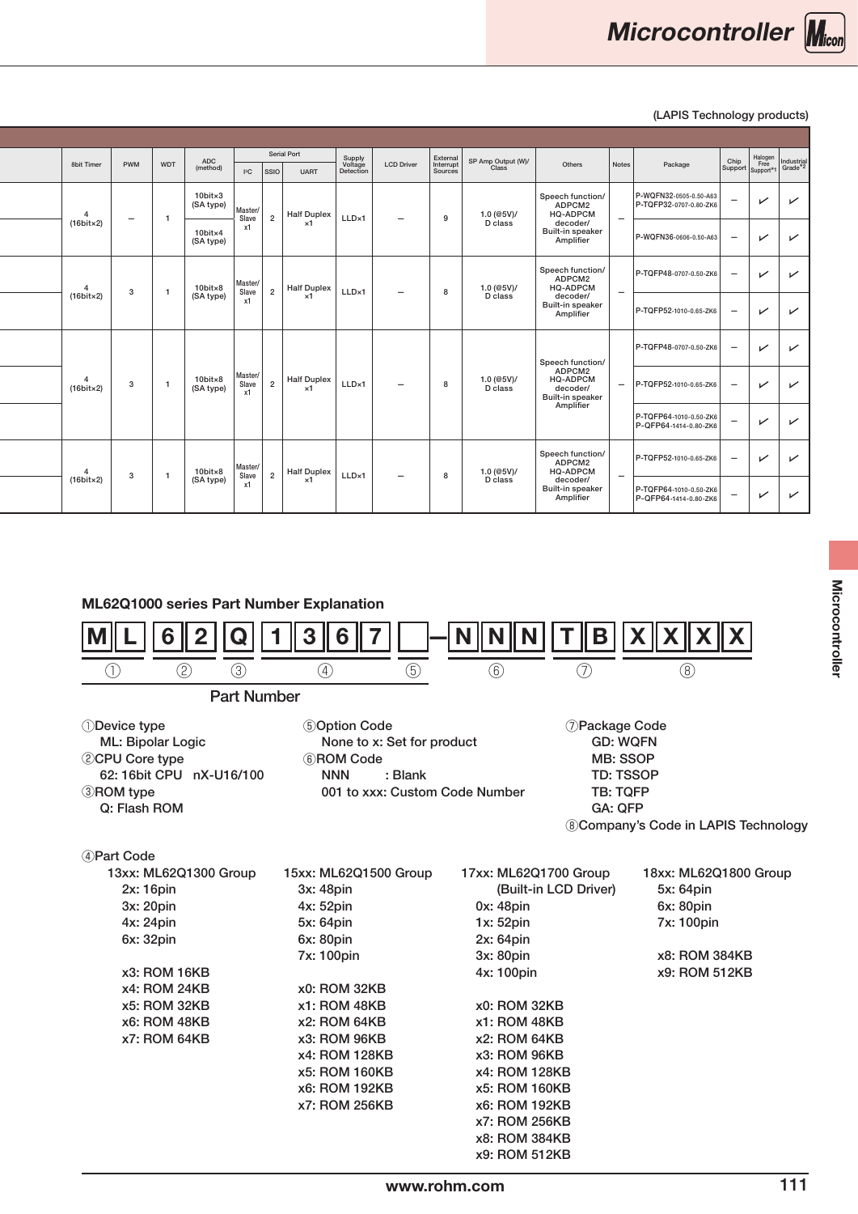(LAPIS Technology products)

| 8bit Timer | PWM | WDT | ADC (method) | Serial Port I²C | SSIO | UART | Supply Voltage Detection | LCD Driver | External Interrupt Sources | SP Amp Output (W)/ Class | Others | Notes | Package | Chip Support | Halogen Free Support*1 | Industrial Grade*2 |
|---|---|---|---|---|---|---|---|---|---|---|---|---|---|---|---|---|
| 4 (16bit×2) | – | 1 | 10bit×3 (SA type) | Master/ Slave x1 | 2 | Half Duplex ×1 | LLD×1 | – | 9 | 1.0 (@5V)/ D class | Speech function/ ADPCM2 HQ-ADPCM decoder/ Built-in speaker Amplifier | – | P-WQFN32-0505-0.50-A63 P-TQFP32-0707-0.80-ZK6 | – | ✓ | ✓ |
| | | | 10bit×4 (SA type) | | | | | | | | | | P-WQFN36-0606-0.50-A63 | – | ✓ | ✓ |
| 4 (16bit×2) | 3 | 1 | 10bit×8 (SA type) | Master/ Slave x1 | 2 | Half Duplex ×1 | LLD×1 | – | 8 | 1.0 (@5V)/ D class | Speech function/ ADPCM2 HQ-ADPCM decoder/ Built-in speaker Amplifier | – | P-TQFP48-0707-0.50-ZK6 | – | ✓ | ✓ |
| | | | | | | | | | | | | | P-TQFP52-1010-0.65-ZK6 | – | ✓ | ✓ |
| 4 (16bit×2) | 3 | 1 | 10bit×8 (SA type) | Master/ Slave x1 | 2 | Half Duplex ×1 | LLD×1 | – | 8 | 1.0 (@5V)/ D class | Speech function/ ADPCM2 HQ-ADPCM decoder/ Built-in speaker Amplifier | – | P-TQFP48-0707-0.50-ZK6 | – | ✓ | ✓ |
| | | | | | | | | | | | | | P-TQFP52-1010-0.65-ZK6 | – | ✓ | ✓ |
| | | | | | | | | | | | | | P-TQFP64-1010-0.50-ZK6 P-QFP64-1414-0.80-ZK6 | – | ✓ | ✓ |
| 4 (16bit×2) | 3 | 1 | 10bit×8 (SA type) | Master/ Slave x1 | 2 | Half Duplex ×1 | LLD×1 | – | 8 | 1.0 (@5V)/ D class | Speech function/ ADPCM2 HQ-ADPCM decoder/ Built-in speaker Amplifier | – | P-TQFP52-1010-0.65-ZK6 | – | ✓ | ✓ |
| | | | | | | | | | | | | | P-TQFP64-1010-0.50-ZK6 P-QFP64-1414-0.80-ZK6 | – | ✓ | ✓ |

## ML62Q1000 series Part Number Explanation

**M L 6 2 Q 1 3 6 7 _ – N N N T B X X X X**

①(ML) ②(62) ③(Q) ④(1367) ⑤( ) ⑥(NNN) ⑦(TB) ⑧(XXXX)

Part Number

①Device type
- ML: Bipolar Logic

②CPU Core type
- 62: 16bit CPU nX-U16/100

③ROM type
- Q: Flash ROM

⑤Option Code
- None to x: Set for product

⑥ROM Code
- NNN : Blank
- 001 to xxx: Custom Code Number

⑦Package Code
- GD: WQFN
- MB: SSOP
- TD: TSSOP
- TB: TQFP
- GA: QFP

⑧Company's Code in LAPIS Technology

④Part Code

13xx: ML62Q1300 Group
- 2x: 16pin
- 3x: 20pin
- 4x: 24pin
- 6x: 32pin
- x3: ROM 16KB
- x4: ROM 24KB
- x5: ROM 32KB
- x6: ROM 48KB
- x7: ROM 64KB

15xx: ML62Q1500 Group
- 3x: 48pin
- 4x: 52pin
- 5x: 64pin
- 6x: 80pin
- 7x: 100pin
- x0: ROM 32KB
- x1: ROM 48KB
- x2: ROM 64KB
- x3: ROM 96KB
- x4: ROM 128KB
- x5: ROM 160KB
- x6: ROM 192KB
- x7: ROM 256KB

17xx: ML62Q1700 Group (Built-in LCD Driver)
- 0x: 48pin
- 1x: 52pin
- 2x: 64pin
- 3x: 80pin
- 4x: 100pin
- x0: ROM 32KB
- x1: ROM 48KB
- x2: ROM 64KB
- x3: ROM 96KB
- x4: ROM 128KB
- x5: ROM 160KB
- x6: ROM 192KB
- x7: ROM 256KB
- x8: ROM 384KB
- x9: ROM 512KB

18xx: ML62Q1800 Group
- 5x: 64pin
- 6x: 80pin
- 7x: 100pin
- x8: ROM 384KB
- x9: ROM 512KB